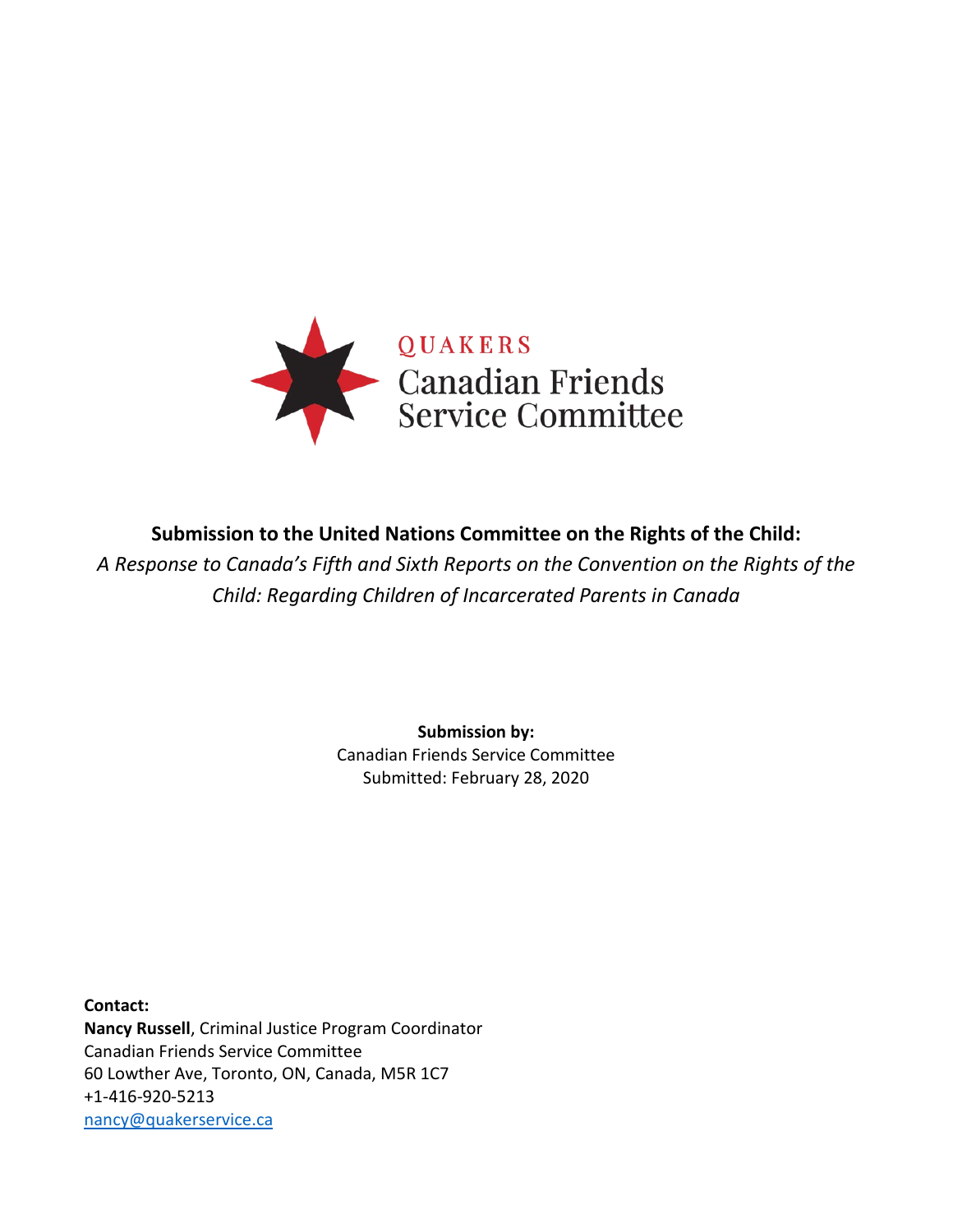QUAKERS

Canadian Friends Service Committee

# Submission to the United Nations Committee on the Rights of the Child:

*A Response to Canada's Fifth and Sixth Reports on the Convention on the Rights of the Child: Regarding Children of Incarcerated Parents in Canada*

**Submission by:**
Canadian Friends Service Committee
Submitted: February 28, 2020

**Contact:**
**Nancy Russell**, Criminal Justice Program Coordinator
Canadian Friends Service Committee
60 Lowther Ave, Toronto, ON, Canada, M5R 1C7
+1-416-920-5213
nancy@quakerservice.ca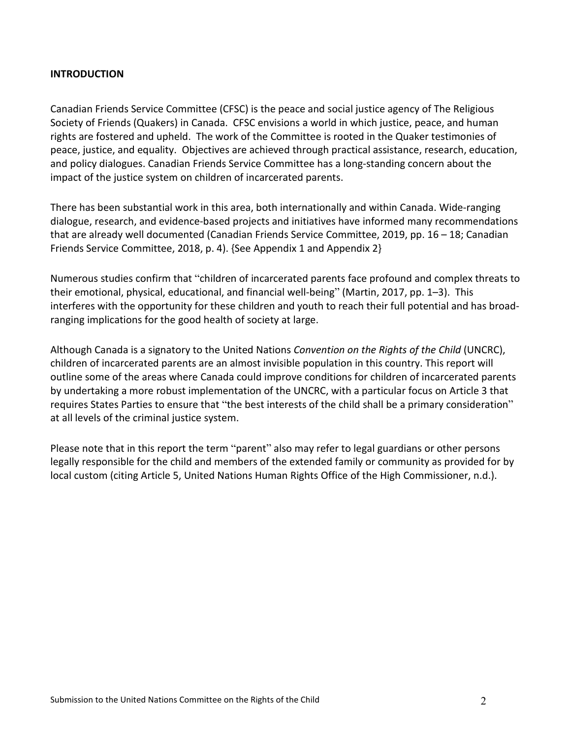**INTRODUCTION**

Canadian Friends Service Committee (CFSC) is the peace and social justice agency of The Religious Society of Friends (Quakers) in Canada. CFSC envisions a world in which justice, peace, and human rights are fostered and upheld. The work of the Committee is rooted in the Quaker testimonies of peace, justice, and equality. Objectives are achieved through practical assistance, research, education, and policy dialogues. Canadian Friends Service Committee has a long-standing concern about the impact of the justice system on children of incarcerated parents.

There has been substantial work in this area, both internationally and within Canada. Wide-ranging dialogue, research, and evidence-based projects and initiatives have informed many recommendations that are already well documented (Canadian Friends Service Committee, 2019, pp. 16 – 18; Canadian Friends Service Committee, 2018, p. 4). {See Appendix 1 and Appendix 2}

Numerous studies confirm that "children of incarcerated parents face profound and complex threats to their emotional, physical, educational, and financial well-being" (Martin, 2017, pp. 1–3). This interferes with the opportunity for these children and youth to reach their full potential and has broad-ranging implications for the good health of society at large.

Although Canada is a signatory to the United Nations *Convention on the Rights of the Child* (UNCRC), children of incarcerated parents are an almost invisible population in this country. This report will outline some of the areas where Canada could improve conditions for children of incarcerated parents by undertaking a more robust implementation of the UNCRC, with a particular focus on Article 3 that requires States Parties to ensure that "the best interests of the child shall be a primary consideration" at all levels of the criminal justice system.

Please note that in this report the term "parent" also may refer to legal guardians or other persons legally responsible for the child and members of the extended family or community as provided for by local custom (citing Article 5, United Nations Human Rights Office of the High Commissioner, n.d.).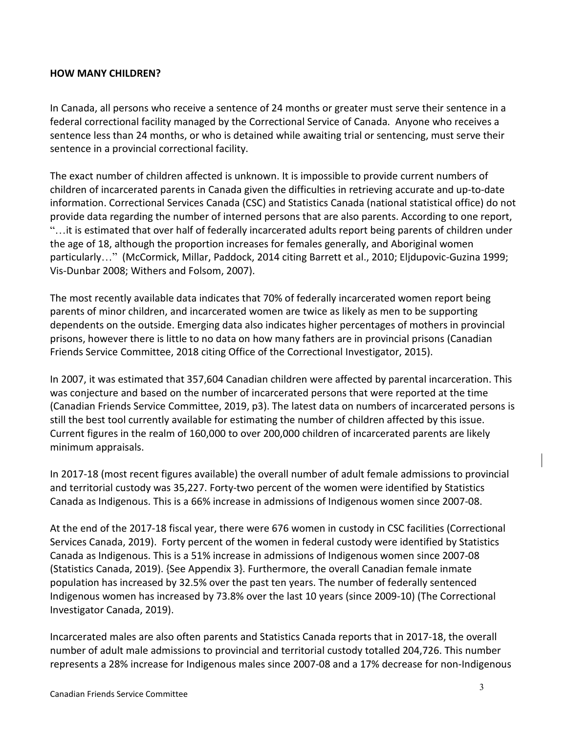**HOW MANY CHILDREN?**

In Canada, all persons who receive a sentence of 24 months or greater must serve their sentence in a federal correctional facility managed by the Correctional Service of Canada. Anyone who receives a sentence less than 24 months, or who is detained while awaiting trial or sentencing, must serve their sentence in a provincial correctional facility.

The exact number of children affected is unknown. It is impossible to provide current numbers of children of incarcerated parents in Canada given the difficulties in retrieving accurate and up-to-date information. Correctional Services Canada (CSC) and Statistics Canada (national statistical office) do not provide data regarding the number of interned persons that are also parents. According to one report, "…it is estimated that over half of federally incarcerated adults report being parents of children under the age of 18, although the proportion increases for females generally, and Aboriginal women particularly…" (McCormick, Millar, Paddock, 2014 citing Barrett et al., 2010; Eljdupovic-Guzina 1999; Vis-Dunbar 2008; Withers and Folsom, 2007).

The most recently available data indicates that 70% of federally incarcerated women report being parents of minor children, and incarcerated women are twice as likely as men to be supporting dependents on the outside. Emerging data also indicates higher percentages of mothers in provincial prisons, however there is little to no data on how many fathers are in provincial prisons (Canadian Friends Service Committee, 2018 citing Office of the Correctional Investigator, 2015).

In 2007, it was estimated that 357,604 Canadian children were affected by parental incarceration. This was conjecture and based on the number of incarcerated persons that were reported at the time (Canadian Friends Service Committee, 2019, p3). The latest data on numbers of incarcerated persons is still the best tool currently available for estimating the number of children affected by this issue. Current figures in the realm of 160,000 to over 200,000 children of incarcerated parents are likely minimum appraisals.

In 2017-18 (most recent figures available) the overall number of adult female admissions to provincial and territorial custody was 35,227. Forty-two percent of the women were identified by Statistics Canada as Indigenous. This is a 66% increase in admissions of Indigenous women since 2007-08.

At the end of the 2017-18 fiscal year, there were 676 women in custody in CSC facilities (Correctional Services Canada, 2019). Forty percent of the women in federal custody were identified by Statistics Canada as Indigenous. This is a 51% increase in admissions of Indigenous women since 2007-08 (Statistics Canada, 2019). {See Appendix 3}. Furthermore, the overall Canadian female inmate population has increased by 32.5% over the past ten years. The number of federally sentenced Indigenous women has increased by 73.8% over the last 10 years (since 2009-10) (The Correctional Investigator Canada, 2019).

Incarcerated males are also often parents and Statistics Canada reports that in 2017-18, the overall number of adult male admissions to provincial and territorial custody totalled 204,726. This number represents a 28% increase for Indigenous males since 2007-08 and a 17% decrease for non-Indigenous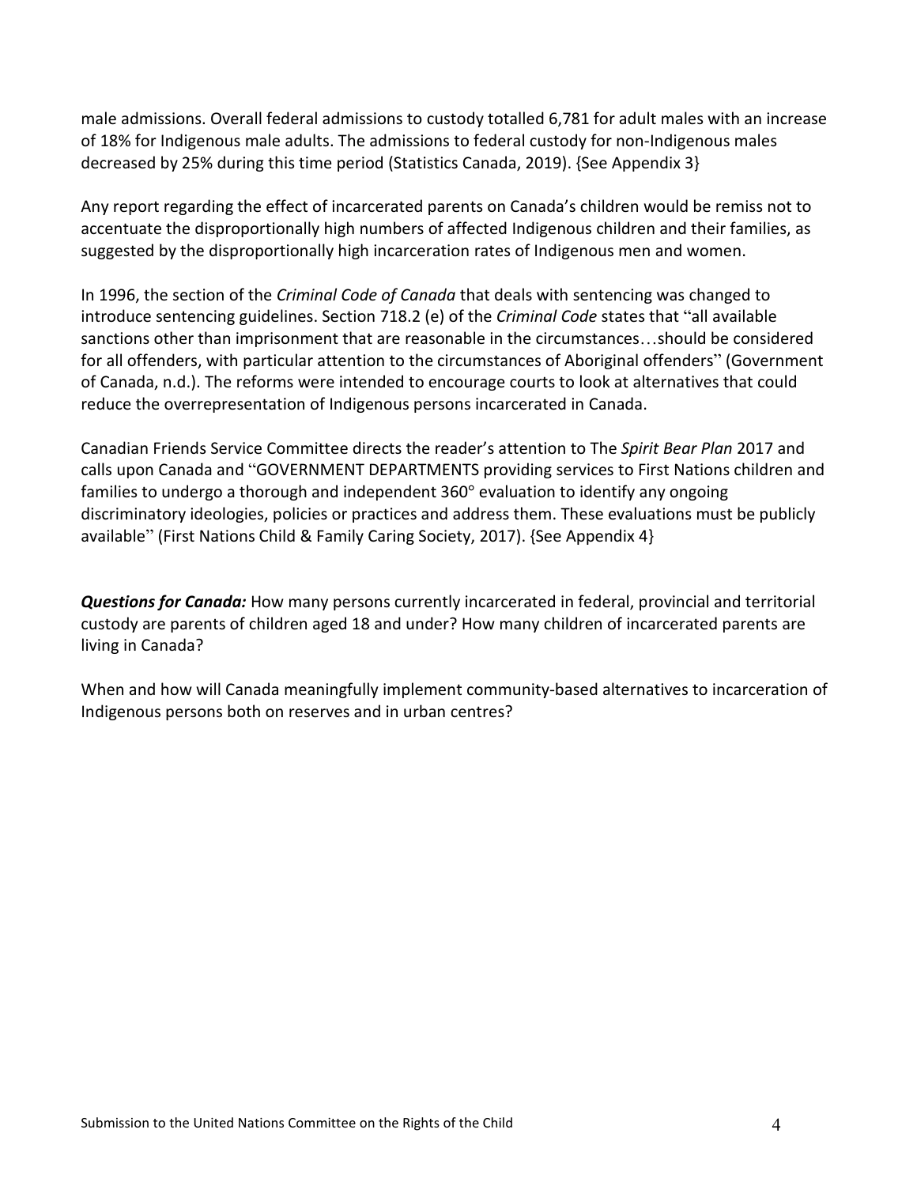male admissions. Overall federal admissions to custody totalled 6,781 for adult males with an increase of 18% for Indigenous male adults. The admissions to federal custody for non-Indigenous males decreased by 25% during this time period (Statistics Canada, 2019). {See Appendix 3}

Any report regarding the effect of incarcerated parents on Canada's children would be remiss not to accentuate the disproportionally high numbers of affected Indigenous children and their families, as suggested by the disproportionally high incarceration rates of Indigenous men and women.

In 1996, the section of the *Criminal Code of Canada* that deals with sentencing was changed to introduce sentencing guidelines. Section 718.2 (e) of the *Criminal Code* states that "all available sanctions other than imprisonment that are reasonable in the circumstances…should be considered for all offenders, with particular attention to the circumstances of Aboriginal offenders" (Government of Canada, n.d.). The reforms were intended to encourage courts to look at alternatives that could reduce the overrepresentation of Indigenous persons incarcerated in Canada.

Canadian Friends Service Committee directs the reader's attention to The *Spirit Bear Plan* 2017 and calls upon Canada and "GOVERNMENT DEPARTMENTS providing services to First Nations children and families to undergo a thorough and independent 360° evaluation to identify any ongoing discriminatory ideologies, policies or practices and address them. These evaluations must be publicly available" (First Nations Child & Family Caring Society, 2017). {See Appendix 4}

***Questions for Canada:*** How many persons currently incarcerated in federal, provincial and territorial custody are parents of children aged 18 and under? How many children of incarcerated parents are living in Canada?

When and how will Canada meaningfully implement community-based alternatives to incarceration of Indigenous persons both on reserves and in urban centres?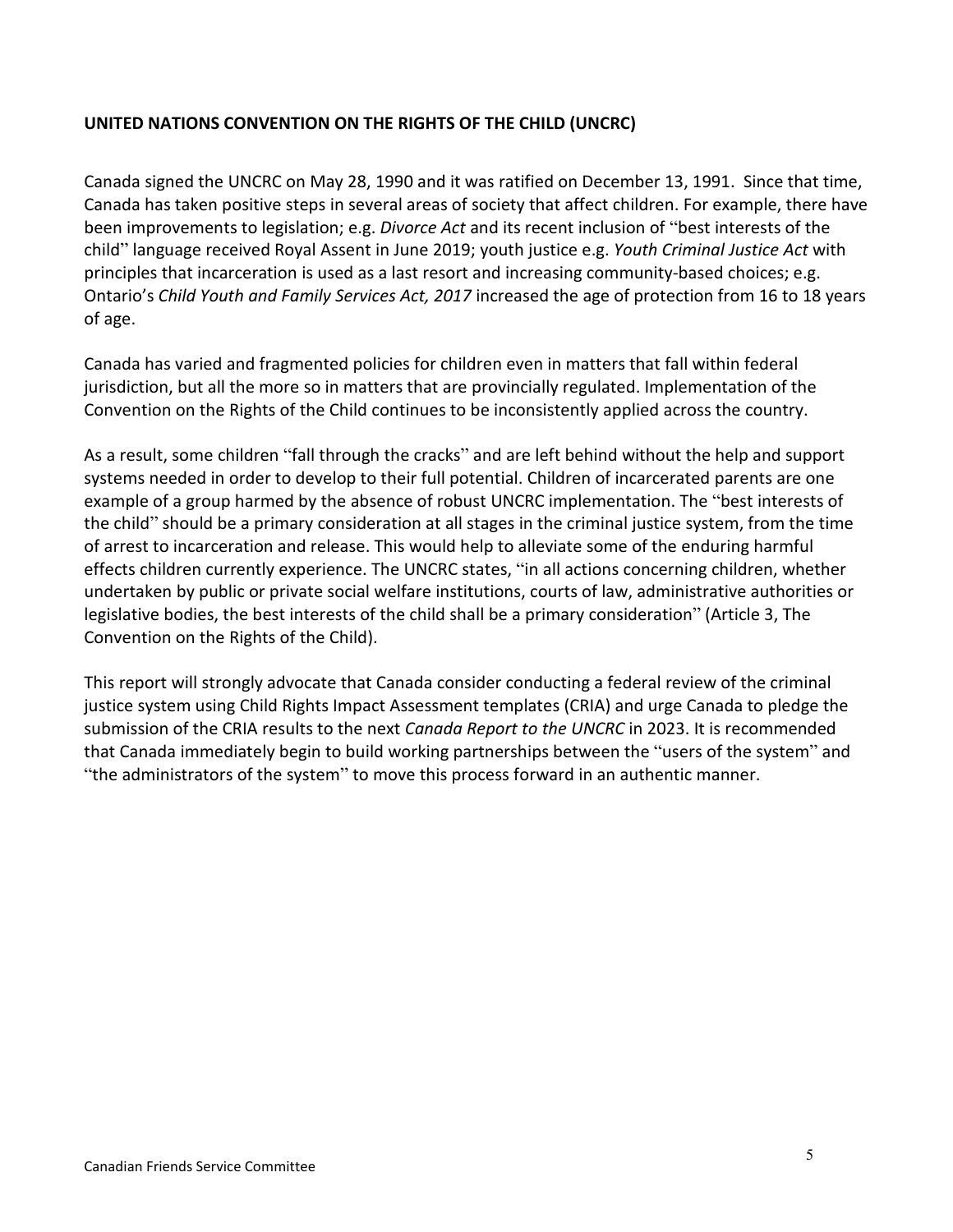## UNITED NATIONS CONVENTION ON THE RIGHTS OF THE CHILD (UNCRC)

Canada signed the UNCRC on May 28, 1990 and it was ratified on December 13, 1991. Since that time, Canada has taken positive steps in several areas of society that affect children. For example, there have been improvements to legislation; e.g. *Divorce Act* and its recent inclusion of "best interests of the child" language received Royal Assent in June 2019; youth justice e.g. *Youth Criminal Justice Act* with principles that incarceration is used as a last resort and increasing community-based choices; e.g. Ontario's *Child Youth and Family Services Act, 2017* increased the age of protection from 16 to 18 years of age.

Canada has varied and fragmented policies for children even in matters that fall within federal jurisdiction, but all the more so in matters that are provincially regulated. Implementation of the Convention on the Rights of the Child continues to be inconsistently applied across the country.

As a result, some children "fall through the cracks" and are left behind without the help and support systems needed in order to develop to their full potential. Children of incarcerated parents are one example of a group harmed by the absence of robust UNCRC implementation. The "best interests of the child" should be a primary consideration at all stages in the criminal justice system, from the time of arrest to incarceration and release. This would help to alleviate some of the enduring harmful effects children currently experience. The UNCRC states, "in all actions concerning children, whether undertaken by public or private social welfare institutions, courts of law, administrative authorities or legislative bodies, the best interests of the child shall be a primary consideration" (Article 3, The Convention on the Rights of the Child).

This report will strongly advocate that Canada consider conducting a federal review of the criminal justice system using Child Rights Impact Assessment templates (CRIA) and urge Canada to pledge the submission of the CRIA results to the next *Canada Report to the UNCRC* in 2023. It is recommended that Canada immediately begin to build working partnerships between the "users of the system" and "the administrators of the system" to move this process forward in an authentic manner.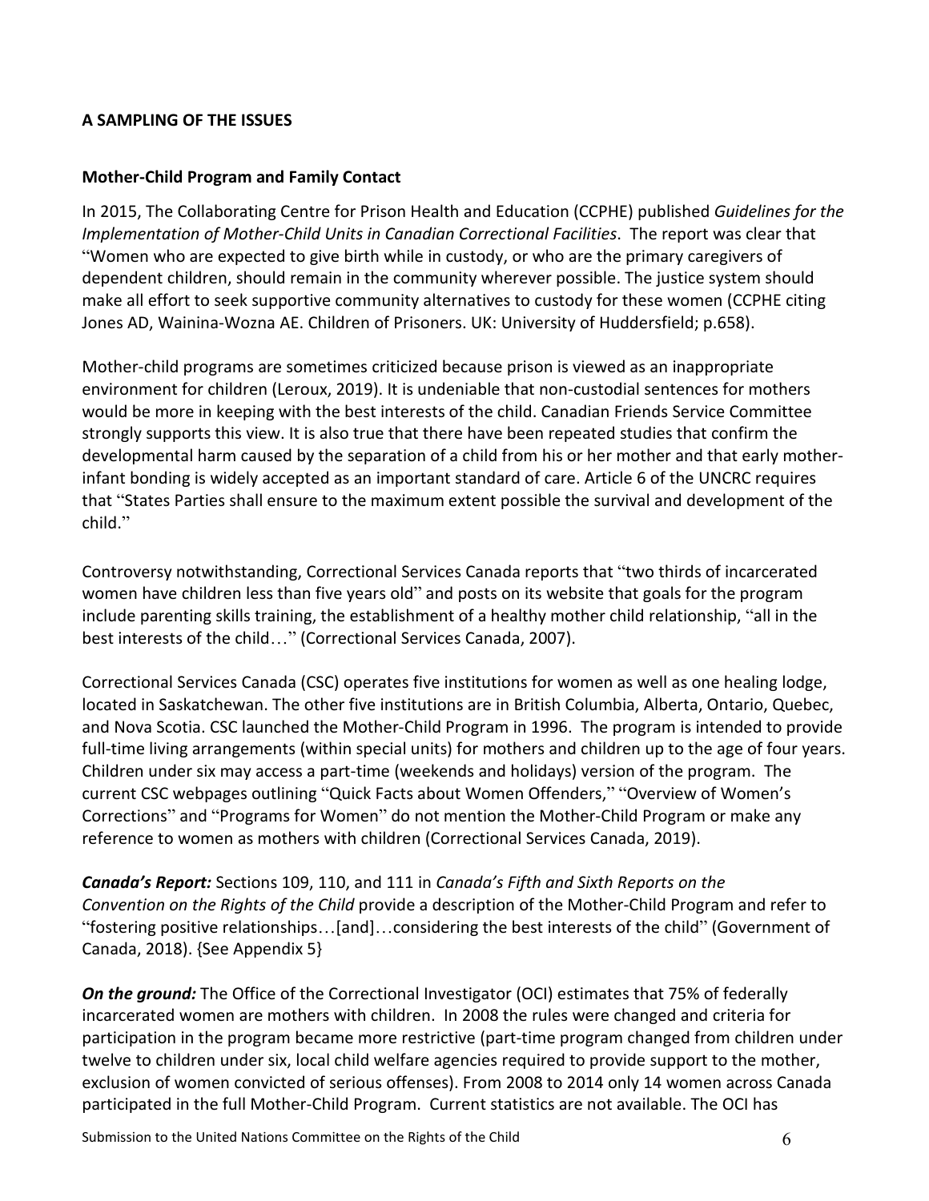## A SAMPLING OF THE ISSUES

### Mother-Child Program and Family Contact

In 2015, The Collaborating Centre for Prison Health and Education (CCPHE) published *Guidelines for the Implementation of Mother-Child Units in Canadian Correctional Facilities*. The report was clear that "Women who are expected to give birth while in custody, or who are the primary caregivers of dependent children, should remain in the community wherever possible. The justice system should make all effort to seek supportive community alternatives to custody for these women (CCPHE citing Jones AD, Wainina-Wozna AE. Children of Prisoners. UK: University of Huddersfield; p.658).

Mother-child programs are sometimes criticized because prison is viewed as an inappropriate environment for children (Leroux, 2019). It is undeniable that non-custodial sentences for mothers would be more in keeping with the best interests of the child. Canadian Friends Service Committee strongly supports this view. It is also true that there have been repeated studies that confirm the developmental harm caused by the separation of a child from his or her mother and that early mother-infant bonding is widely accepted as an important standard of care. Article 6 of the UNCRC requires that "States Parties shall ensure to the maximum extent possible the survival and development of the child."

Controversy notwithstanding, Correctional Services Canada reports that "two thirds of incarcerated women have children less than five years old" and posts on its website that goals for the program include parenting skills training, the establishment of a healthy mother child relationship, "all in the best interests of the child…" (Correctional Services Canada, 2007).

Correctional Services Canada (CSC) operates five institutions for women as well as one healing lodge, located in Saskatchewan. The other five institutions are in British Columbia, Alberta, Ontario, Quebec, and Nova Scotia. CSC launched the Mother-Child Program in 1996. The program is intended to provide full-time living arrangements (within special units) for mothers and children up to the age of four years. Children under six may access a part-time (weekends and holidays) version of the program. The current CSC webpages outlining "Quick Facts about Women Offenders," "Overview of Women's Corrections" and "Programs for Women" do not mention the Mother-Child Program or make any reference to women as mothers with children (Correctional Services Canada, 2019).

***Canada's Report:*** Sections 109, 110, and 111 in *Canada's Fifth and Sixth Reports on the Convention on the Rights of the Child* provide a description of the Mother-Child Program and refer to "fostering positive relationships…[and]…considering the best interests of the child" (Government of Canada, 2018). {See Appendix 5}

***On the ground:*** The Office of the Correctional Investigator (OCI) estimates that 75% of federally incarcerated women are mothers with children. In 2008 the rules were changed and criteria for participation in the program became more restrictive (part-time program changed from children under twelve to children under six, local child welfare agencies required to provide support to the mother, exclusion of women convicted of serious offenses). From 2008 to 2014 only 14 women across Canada participated in the full Mother-Child Program. Current statistics are not available. The OCI has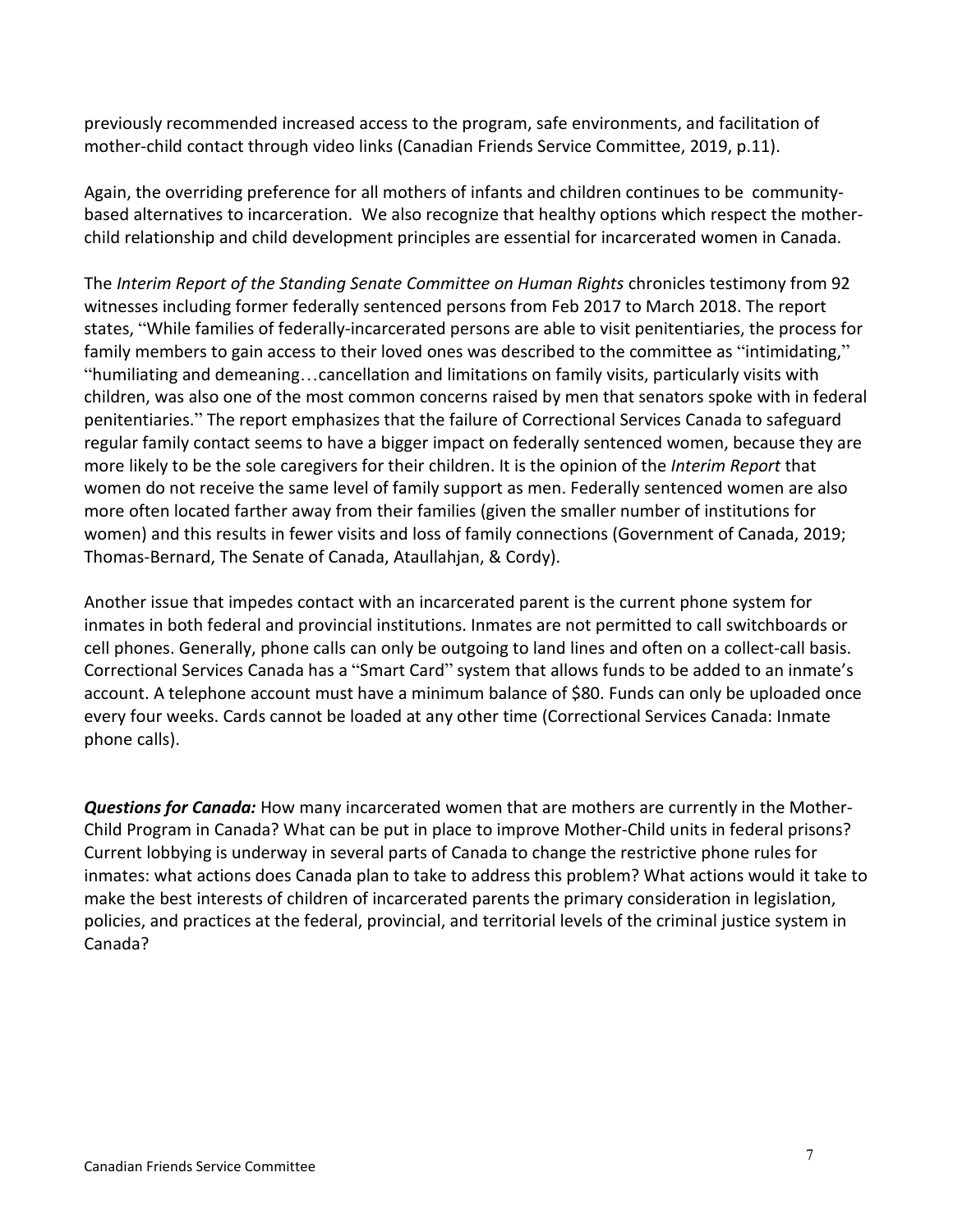previously recommended increased access to the program, safe environments, and facilitation of mother-child contact through video links (Canadian Friends Service Committee, 2019, p.11).

Again, the overriding preference for all mothers of infants and children continues to be community-based alternatives to incarceration. We also recognize that healthy options which respect the mother-child relationship and child development principles are essential for incarcerated women in Canada.

The *Interim Report of the Standing Senate Committee on Human Rights* chronicles testimony from 92 witnesses including former federally sentenced persons from Feb 2017 to March 2018. The report states, "While families of federally-incarcerated persons are able to visit penitentiaries, the process for family members to gain access to their loved ones was described to the committee as "intimidating," "humiliating and demeaning…cancellation and limitations on family visits, particularly visits with children, was also one of the most common concerns raised by men that senators spoke with in federal penitentiaries." The report emphasizes that the failure of Correctional Services Canada to safeguard regular family contact seems to have a bigger impact on federally sentenced women, because they are more likely to be the sole caregivers for their children. It is the opinion of the *Interim Report* that women do not receive the same level of family support as men. Federally sentenced women are also more often located farther away from their families (given the smaller number of institutions for women) and this results in fewer visits and loss of family connections (Government of Canada, 2019; Thomas-Bernard, The Senate of Canada, Ataullahjan, & Cordy).

Another issue that impedes contact with an incarcerated parent is the current phone system for inmates in both federal and provincial institutions. Inmates are not permitted to call switchboards or cell phones. Generally, phone calls can only be outgoing to land lines and often on a collect-call basis. Correctional Services Canada has a "Smart Card" system that allows funds to be added to an inmate's account. A telephone account must have a minimum balance of $80. Funds can only be uploaded once every four weeks. Cards cannot be loaded at any other time (Correctional Services Canada: Inmate phone calls).

***Questions for Canada:*** How many incarcerated women that are mothers are currently in the Mother-Child Program in Canada? What can be put in place to improve Mother-Child units in federal prisons? Current lobbying is underway in several parts of Canada to change the restrictive phone rules for inmates: what actions does Canada plan to take to address this problem? What actions would it take to make the best interests of children of incarcerated parents the primary consideration in legislation, policies, and practices at the federal, provincial, and territorial levels of the criminal justice system in Canada?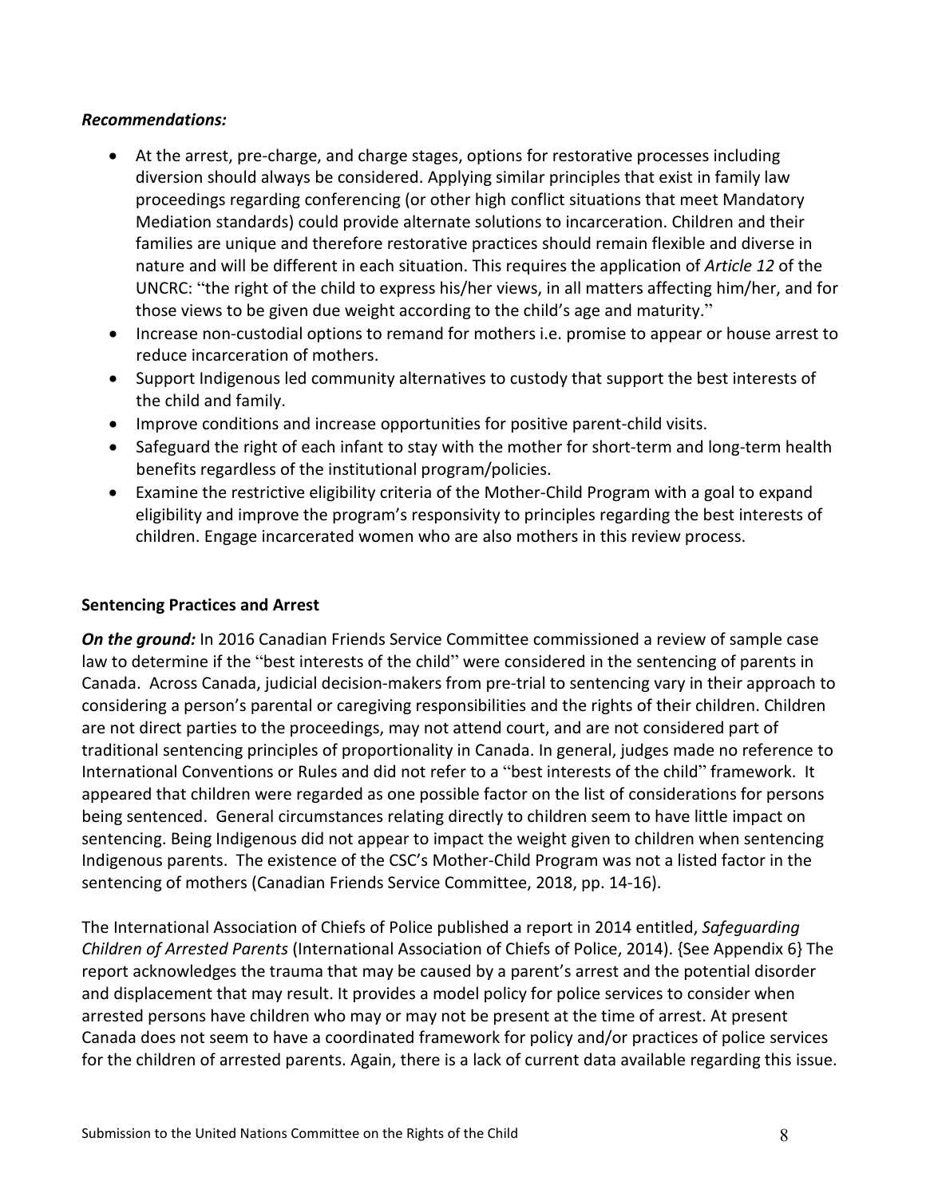***Recommendations:***

- At the arrest, pre-charge, and charge stages, options for restorative processes including diversion should always be considered. Applying similar principles that exist in family law proceedings regarding conferencing (or other high conflict situations that meet Mandatory Mediation standards) could provide alternate solutions to incarceration. Children and their families are unique and therefore restorative practices should remain flexible and diverse in nature and will be different in each situation. This requires the application of *Article 12* of the UNCRC: "the right of the child to express his/her views, in all matters affecting him/her, and for those views to be given due weight according to the child's age and maturity."
- Increase non-custodial options to remand for mothers i.e. promise to appear or house arrest to reduce incarceration of mothers.
- Support Indigenous led community alternatives to custody that support the best interests of the child and family.
- Improve conditions and increase opportunities for positive parent-child visits.
- Safeguard the right of each infant to stay with the mother for short-term and long-term health benefits regardless of the institutional program/policies.
- Examine the restrictive eligibility criteria of the Mother-Child Program with a goal to expand eligibility and improve the program's responsivity to principles regarding the best interests of children. Engage incarcerated women who are also mothers in this review process.

**Sentencing Practices and Arrest**

***On the ground:*** In 2016 Canadian Friends Service Committee commissioned a review of sample case law to determine if the "best interests of the child" were considered in the sentencing of parents in Canada. Across Canada, judicial decision-makers from pre-trial to sentencing vary in their approach to considering a person's parental or caregiving responsibilities and the rights of their children. Children are not direct parties to the proceedings, may not attend court, and are not considered part of traditional sentencing principles of proportionality in Canada. In general, judges made no reference to International Conventions or Rules and did not refer to a "best interests of the child" framework. It appeared that children were regarded as one possible factor on the list of considerations for persons being sentenced. General circumstances relating directly to children seem to have little impact on sentencing. Being Indigenous did not appear to impact the weight given to children when sentencing Indigenous parents. The existence of the CSC's Mother-Child Program was not a listed factor in the sentencing of mothers (Canadian Friends Service Committee, 2018, pp. 14-16).

The International Association of Chiefs of Police published a report in 2014 entitled, *Safeguarding Children of Arrested Parents* (International Association of Chiefs of Police, 2014). {See Appendix 6} The report acknowledges the trauma that may be caused by a parent's arrest and the potential disorder and displacement that may result. It provides a model policy for police services to consider when arrested persons have children who may or may not be present at the time of arrest. At present Canada does not seem to have a coordinated framework for policy and/or practices of police services for the children of arrested parents. Again, there is a lack of current data available regarding this issue.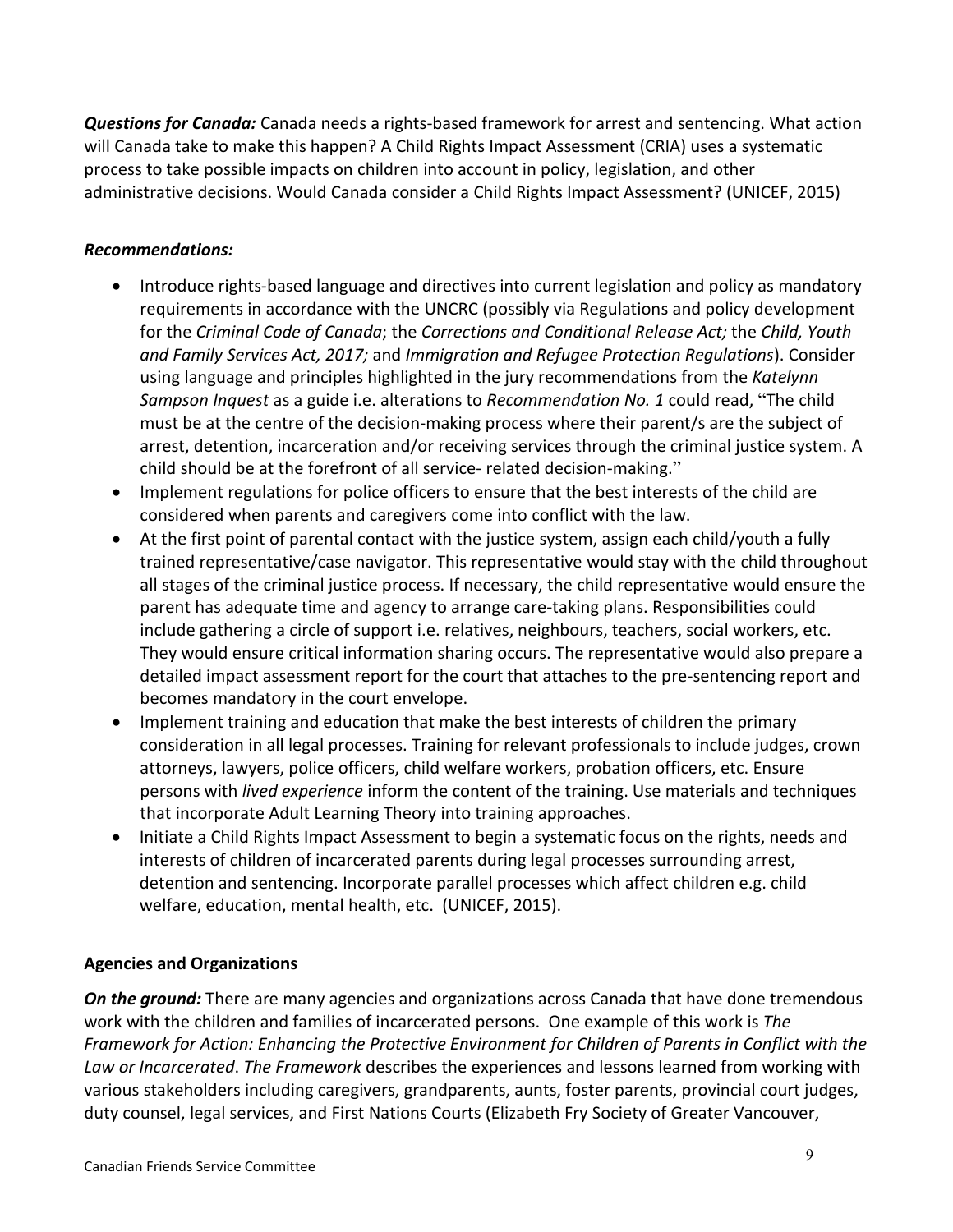***Questions for Canada:*** Canada needs a rights-based framework for arrest and sentencing. What action will Canada take to make this happen? A Child Rights Impact Assessment (CRIA) uses a systematic process to take possible impacts on children into account in policy, legislation, and other administrative decisions. Would Canada consider a Child Rights Impact Assessment? (UNICEF, 2015)

***Recommendations:***

- Introduce rights-based language and directives into current legislation and policy as mandatory requirements in accordance with the UNCRC (possibly via Regulations and policy development for the *Criminal Code of Canada*; the *Corrections and Conditional Release Act;* the *Child, Youth and Family Services Act, 2017;* and *Immigration and Refugee Protection Regulations*). Consider using language and principles highlighted in the jury recommendations from the *Katelynn Sampson Inquest* as a guide i.e. alterations to *Recommendation No. 1* could read, "The child must be at the centre of the decision-making process where their parent/s are the subject of arrest, detention, incarceration and/or receiving services through the criminal justice system. A child should be at the forefront of all service- related decision-making."
- Implement regulations for police officers to ensure that the best interests of the child are considered when parents and caregivers come into conflict with the law.
- At the first point of parental contact with the justice system, assign each child/youth a fully trained representative/case navigator. This representative would stay with the child throughout all stages of the criminal justice process. If necessary, the child representative would ensure the parent has adequate time and agency to arrange care-taking plans. Responsibilities could include gathering a circle of support i.e. relatives, neighbours, teachers, social workers, etc. They would ensure critical information sharing occurs. The representative would also prepare a detailed impact assessment report for the court that attaches to the pre-sentencing report and becomes mandatory in the court envelope.
- Implement training and education that make the best interests of children the primary consideration in all legal processes. Training for relevant professionals to include judges, crown attorneys, lawyers, police officers, child welfare workers, probation officers, etc. Ensure persons with *lived experience* inform the content of the training. Use materials and techniques that incorporate Adult Learning Theory into training approaches.
- Initiate a Child Rights Impact Assessment to begin a systematic focus on the rights, needs and interests of children of incarcerated parents during legal processes surrounding arrest, detention and sentencing. Incorporate parallel processes which affect children e.g. child welfare, education, mental health, etc. (UNICEF, 2015).

**Agencies and Organizations**

***On the ground:*** There are many agencies and organizations across Canada that have done tremendous work with the children and families of incarcerated persons. One example of this work is *The Framework for Action: Enhancing the Protective Environment for Children of Parents in Conflict with the Law or Incarcerated*. *The Framework* describes the experiences and lessons learned from working with various stakeholders including caregivers, grandparents, aunts, foster parents, provincial court judges, duty counsel, legal services, and First Nations Courts (Elizabeth Fry Society of Greater Vancouver,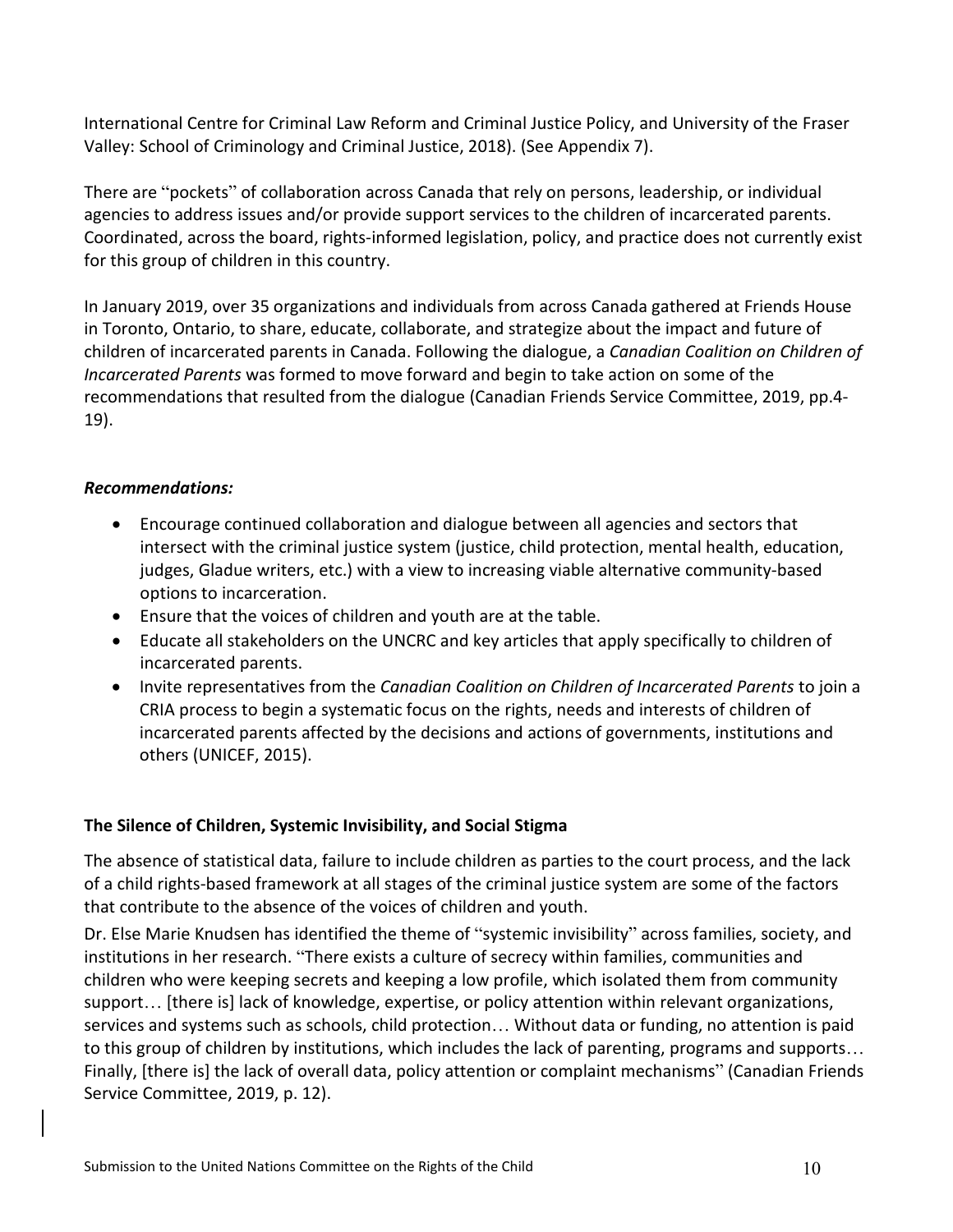International Centre for Criminal Law Reform and Criminal Justice Policy, and University of the Fraser Valley: School of Criminology and Criminal Justice, 2018). (See Appendix 7).

There are "pockets" of collaboration across Canada that rely on persons, leadership, or individual agencies to address issues and/or provide support services to the children of incarcerated parents. Coordinated, across the board, rights-informed legislation, policy, and practice does not currently exist for this group of children in this country.

In January 2019, over 35 organizations and individuals from across Canada gathered at Friends House in Toronto, Ontario, to share, educate, collaborate, and strategize about the impact and future of children of incarcerated parents in Canada. Following the dialogue, a *Canadian Coalition on Children of Incarcerated Parents* was formed to move forward and begin to take action on some of the recommendations that resulted from the dialogue (Canadian Friends Service Committee, 2019, pp.4-19).

***Recommendations:***

- Encourage continued collaboration and dialogue between all agencies and sectors that intersect with the criminal justice system (justice, child protection, mental health, education, judges, Gladue writers, etc.) with a view to increasing viable alternative community-based options to incarceration.
- Ensure that the voices of children and youth are at the table.
- Educate all stakeholders on the UNCRC and key articles that apply specifically to children of incarcerated parents.
- Invite representatives from the *Canadian Coalition on Children of Incarcerated Parents* to join a CRIA process to begin a systematic focus on the rights, needs and interests of children of incarcerated parents affected by the decisions and actions of governments, institutions and others (UNICEF, 2015).

**The Silence of Children, Systemic Invisibility, and Social Stigma**

The absence of statistical data, failure to include children as parties to the court process, and the lack of a child rights-based framework at all stages of the criminal justice system are some of the factors that contribute to the absence of the voices of children and youth.

Dr. Else Marie Knudsen has identified the theme of "systemic invisibility" across families, society, and institutions in her research. "There exists a culture of secrecy within families, communities and children who were keeping secrets and keeping a low profile, which isolated them from community support… [there is] lack of knowledge, expertise, or policy attention within relevant organizations, services and systems such as schools, child protection… Without data or funding, no attention is paid to this group of children by institutions, which includes the lack of parenting, programs and supports… Finally, [there is] the lack of overall data, policy attention or complaint mechanisms" (Canadian Friends Service Committee, 2019, p. 12).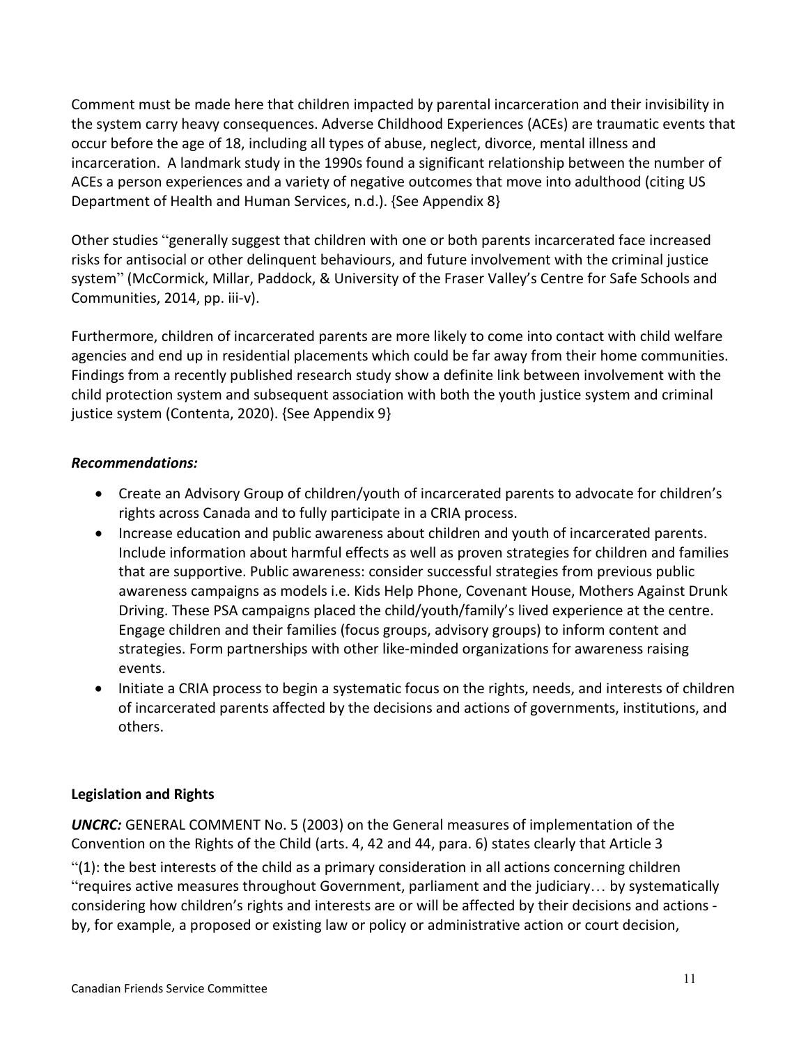Comment must be made here that children impacted by parental incarceration and their invisibility in the system carry heavy consequences. Adverse Childhood Experiences (ACEs) are traumatic events that occur before the age of 18, including all types of abuse, neglect, divorce, mental illness and incarceration. A landmark study in the 1990s found a significant relationship between the number of ACEs a person experiences and a variety of negative outcomes that move into adulthood (citing US Department of Health and Human Services, n.d.). {See Appendix 8}

Other studies "generally suggest that children with one or both parents incarcerated face increased risks for antisocial or other delinquent behaviours, and future involvement with the criminal justice system" (McCormick, Millar, Paddock, & University of the Fraser Valley's Centre for Safe Schools and Communities, 2014, pp. iii-v).

Furthermore, children of incarcerated parents are more likely to come into contact with child welfare agencies and end up in residential placements which could be far away from their home communities. Findings from a recently published research study show a definite link between involvement with the child protection system and subsequent association with both the youth justice system and criminal justice system (Contenta, 2020). {See Appendix 9}

***Recommendations:***

- Create an Advisory Group of children/youth of incarcerated parents to advocate for children's rights across Canada and to fully participate in a CRIA process.
- Increase education and public awareness about children and youth of incarcerated parents. Include information about harmful effects as well as proven strategies for children and families that are supportive. Public awareness: consider successful strategies from previous public awareness campaigns as models i.e. Kids Help Phone, Covenant House, Mothers Against Drunk Driving. These PSA campaigns placed the child/youth/family's lived experience at the centre. Engage children and their families (focus groups, advisory groups) to inform content and strategies. Form partnerships with other like-minded organizations for awareness raising events.
- Initiate a CRIA process to begin a systematic focus on the rights, needs, and interests of children of incarcerated parents affected by the decisions and actions of governments, institutions, and others.

**Legislation and Rights**

***UNCRC:*** GENERAL COMMENT No. 5 (2003) on the General measures of implementation of the Convention on the Rights of the Child (arts. 4, 42 and 44, para. 6) states clearly that Article 3 "(1): the best interests of the child as a primary consideration in all actions concerning children "requires active measures throughout Government, parliament and the judiciary… by systematically considering how children's rights and interests are or will be affected by their decisions and actions - by, for example, a proposed or existing law or policy or administrative action or court decision,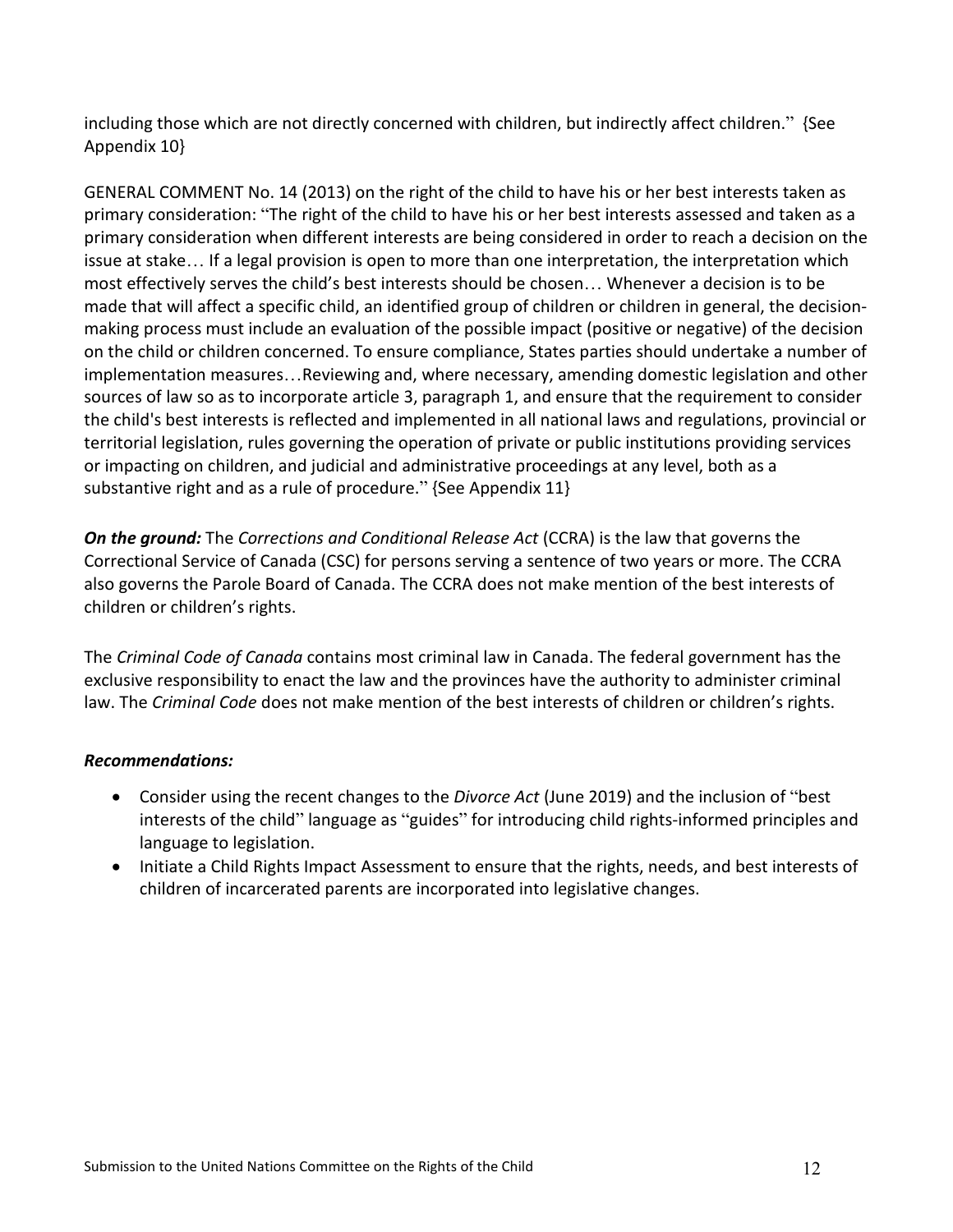including those which are not directly concerned with children, but indirectly affect children." {See Appendix 10}

GENERAL COMMENT No. 14 (2013) on the right of the child to have his or her best interests taken as primary consideration: "The right of the child to have his or her best interests assessed and taken as a primary consideration when different interests are being considered in order to reach a decision on the issue at stake… If a legal provision is open to more than one interpretation, the interpretation which most effectively serves the child's best interests should be chosen… Whenever a decision is to be made that will affect a specific child, an identified group of children or children in general, the decision-making process must include an evaluation of the possible impact (positive or negative) of the decision on the child or children concerned. To ensure compliance, States parties should undertake a number of implementation measures…Reviewing and, where necessary, amending domestic legislation and other sources of law so as to incorporate article 3, paragraph 1, and ensure that the requirement to consider the child's best interests is reflected and implemented in all national laws and regulations, provincial or territorial legislation, rules governing the operation of private or public institutions providing services or impacting on children, and judicial and administrative proceedings at any level, both as a substantive right and as a rule of procedure." {See Appendix 11}

***On the ground:*** The *Corrections and Conditional Release Act* (CCRA) is the law that governs the Correctional Service of Canada (CSC) for persons serving a sentence of two years or more. The CCRA also governs the Parole Board of Canada. The CCRA does not make mention of the best interests of children or children's rights.

The *Criminal Code of Canada* contains most criminal law in Canada. The federal government has the exclusive responsibility to enact the law and the provinces have the authority to administer criminal law. The *Criminal Code* does not make mention of the best interests of children or children's rights.

***Recommendations:***

- Consider using the recent changes to the *Divorce Act* (June 2019) and the inclusion of "best interests of the child" language as "guides" for introducing child rights-informed principles and language to legislation.
- Initiate a Child Rights Impact Assessment to ensure that the rights, needs, and best interests of children of incarcerated parents are incorporated into legislative changes.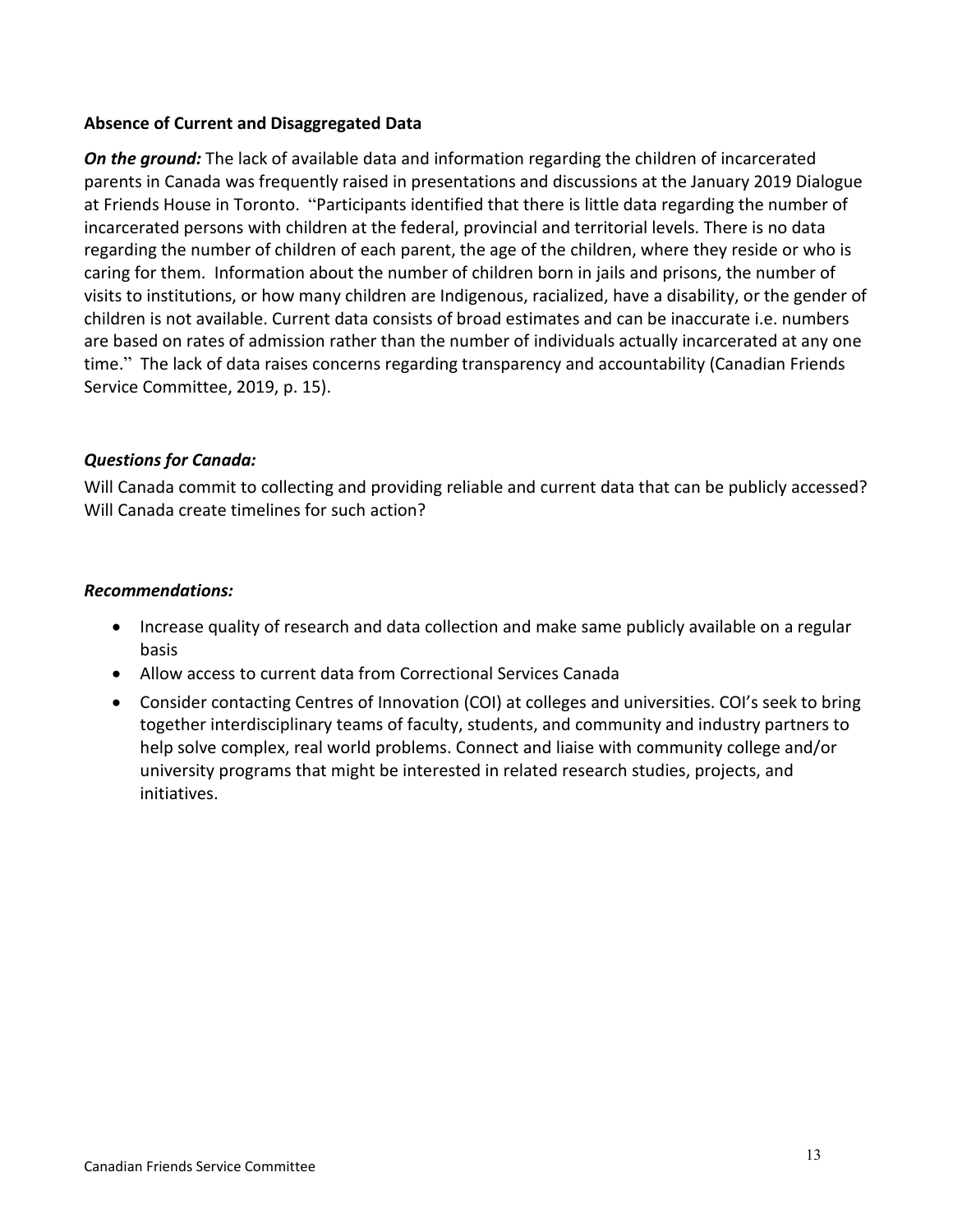**Absence of Current and Disaggregated Data**

***On the ground:*** The lack of available data and information regarding the children of incarcerated parents in Canada was frequently raised in presentations and discussions at the January 2019 Dialogue at Friends House in Toronto. "Participants identified that there is little data regarding the number of incarcerated persons with children at the federal, provincial and territorial levels. There is no data regarding the number of children of each parent, the age of the children, where they reside or who is caring for them. Information about the number of children born in jails and prisons, the number of visits to institutions, or how many children are Indigenous, racialized, have a disability, or the gender of children is not available. Current data consists of broad estimates and can be inaccurate i.e. numbers are based on rates of admission rather than the number of individuals actually incarcerated at any one time." The lack of data raises concerns regarding transparency and accountability (Canadian Friends Service Committee, 2019, p. 15).

***Questions for Canada:***

Will Canada commit to collecting and providing reliable and current data that can be publicly accessed? Will Canada create timelines for such action?

***Recommendations:***

- Increase quality of research and data collection and make same publicly available on a regular basis
- Allow access to current data from Correctional Services Canada
- Consider contacting Centres of Innovation (COI) at colleges and universities. COI's seek to bring together interdisciplinary teams of faculty, students, and community and industry partners to help solve complex, real world problems. Connect and liaise with community college and/or university programs that might be interested in related research studies, projects, and initiatives.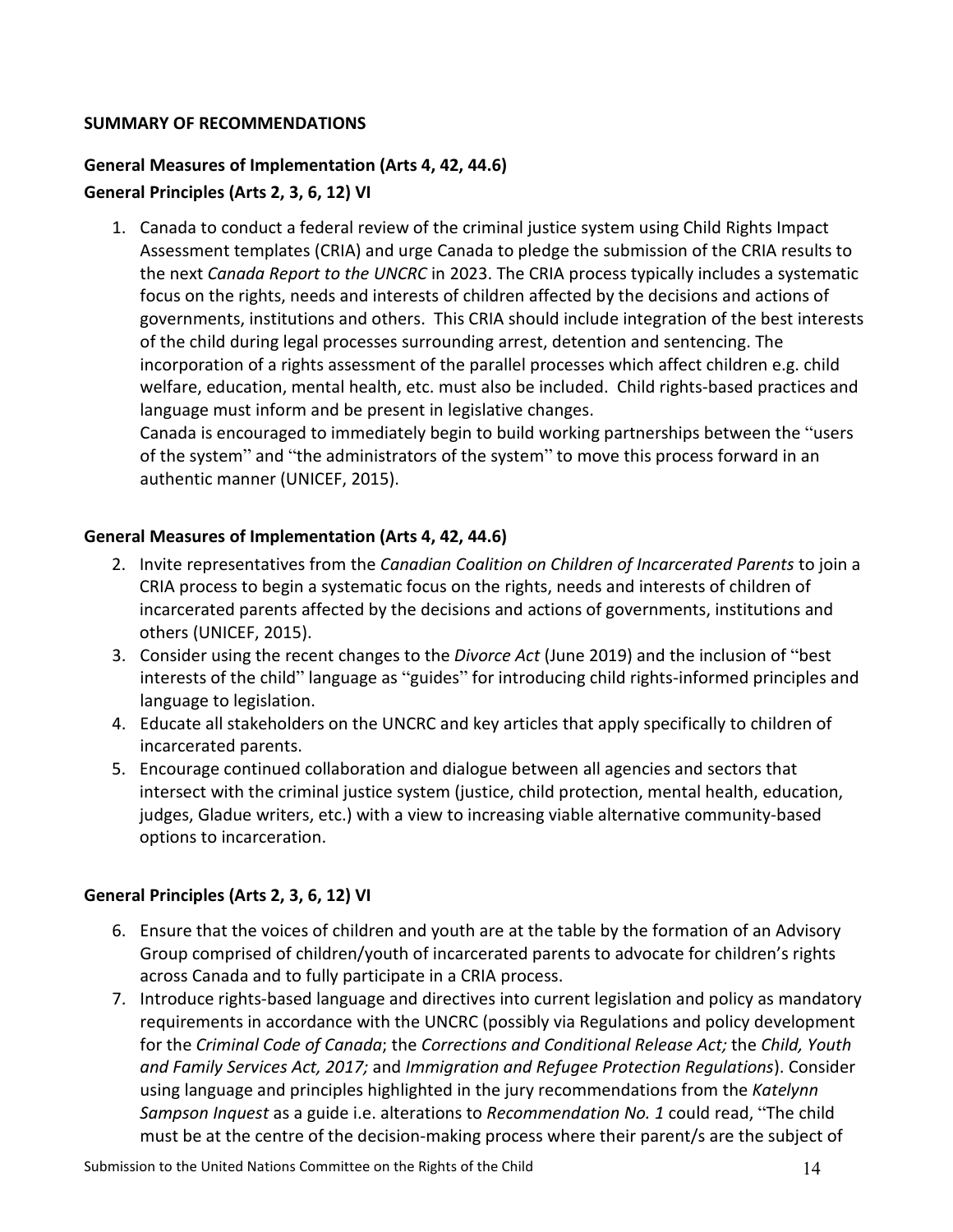## SUMMARY OF RECOMMENDATIONS

### General Measures of Implementation (Arts 4, 42, 44.6)

### General Principles (Arts 2, 3, 6, 12) VI

1. Canada to conduct a federal review of the criminal justice system using Child Rights Impact Assessment templates (CRIA) and urge Canada to pledge the submission of the CRIA results to the next *Canada Report to the UNCRC* in 2023. The CRIA process typically includes a systematic focus on the rights, needs and interests of children affected by the decisions and actions of governments, institutions and others. This CRIA should include integration of the best interests of the child during legal processes surrounding arrest, detention and sentencing. The incorporation of a rights assessment of the parallel processes which affect children e.g. child welfare, education, mental health, etc. must also be included. Child rights-based practices and language must inform and be present in legislative changes.

   Canada is encouraged to immediately begin to build working partnerships between the "users of the system" and "the administrators of the system" to move this process forward in an authentic manner (UNICEF, 2015).

### General Measures of Implementation (Arts 4, 42, 44.6)

2. Invite representatives from the *Canadian Coalition on Children of Incarcerated Parents* to join a CRIA process to begin a systematic focus on the rights, needs and interests of children of incarcerated parents affected by the decisions and actions of governments, institutions and others (UNICEF, 2015).
3. Consider using the recent changes to the *Divorce Act* (June 2019) and the inclusion of "best interests of the child" language as "guides" for introducing child rights-informed principles and language to legislation.
4. Educate all stakeholders on the UNCRC and key articles that apply specifically to children of incarcerated parents.
5. Encourage continued collaboration and dialogue between all agencies and sectors that intersect with the criminal justice system (justice, child protection, mental health, education, judges, Gladue writers, etc.) with a view to increasing viable alternative community-based options to incarceration.

### General Principles (Arts 2, 3, 6, 12) VI

6. Ensure that the voices of children and youth are at the table by the formation of an Advisory Group comprised of children/youth of incarcerated parents to advocate for children's rights across Canada and to fully participate in a CRIA process.
7. Introduce rights-based language and directives into current legislation and policy as mandatory requirements in accordance with the UNCRC (possibly via Regulations and policy development for the *Criminal Code of Canada*; the *Corrections and Conditional Release Act;* the *Child, Youth and Family Services Act, 2017;* and *Immigration and Refugee Protection Regulations*). Consider using language and principles highlighted in the jury recommendations from the *Katelynn Sampson Inquest* as a guide i.e. alterations to *Recommendation No. 1* could read, "The child must be at the centre of the decision-making process where their parent/s are the subject of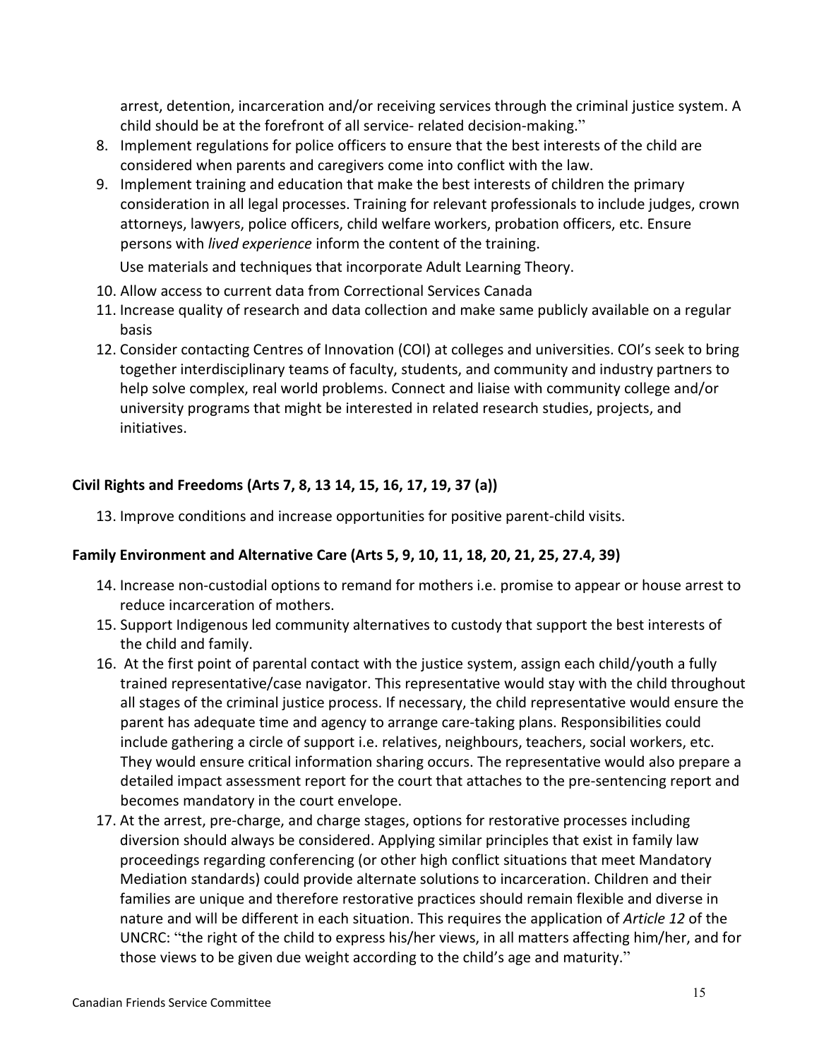arrest, detention, incarceration and/or receiving services through the criminal justice system. A child should be at the forefront of all service- related decision-making."

8. Implement regulations for police officers to ensure that the best interests of the child are considered when parents and caregivers come into conflict with the law.
9. Implement training and education that make the best interests of children the primary consideration in all legal processes. Training for relevant professionals to include judges, crown attorneys, lawyers, police officers, child welfare workers, probation officers, etc. Ensure persons with *lived experience* inform the content of the training.

   Use materials and techniques that incorporate Adult Learning Theory.
10. Allow access to current data from Correctional Services Canada
11. Increase quality of research and data collection and make same publicly available on a regular basis
12. Consider contacting Centres of Innovation (COI) at colleges and universities. COI's seek to bring together interdisciplinary teams of faculty, students, and community and industry partners to help solve complex, real world problems. Connect and liaise with community college and/or university programs that might be interested in related research studies, projects, and initiatives.

**Civil Rights and Freedoms (Arts 7, 8, 13 14, 15, 16, 17, 19, 37 (a))**

13. Improve conditions and increase opportunities for positive parent-child visits.

**Family Environment and Alternative Care (Arts 5, 9, 10, 11, 18, 20, 21, 25, 27.4, 39)**

14. Increase non-custodial options to remand for mothers i.e. promise to appear or house arrest to reduce incarceration of mothers.
15. Support Indigenous led community alternatives to custody that support the best interests of the child and family.
16. At the first point of parental contact with the justice system, assign each child/youth a fully trained representative/case navigator. This representative would stay with the child throughout all stages of the criminal justice process. If necessary, the child representative would ensure the parent has adequate time and agency to arrange care-taking plans. Responsibilities could include gathering a circle of support i.e. relatives, neighbours, teachers, social workers, etc. They would ensure critical information sharing occurs. The representative would also prepare a detailed impact assessment report for the court that attaches to the pre-sentencing report and becomes mandatory in the court envelope.
17. At the arrest, pre-charge, and charge stages, options for restorative processes including diversion should always be considered. Applying similar principles that exist in family law proceedings regarding conferencing (or other high conflict situations that meet Mandatory Mediation standards) could provide alternate solutions to incarceration. Children and their families are unique and therefore restorative practices should remain flexible and diverse in nature and will be different in each situation. This requires the application of *Article 12* of the UNCRC: "the right of the child to express his/her views, in all matters affecting him/her, and for those views to be given due weight according to the child's age and maturity."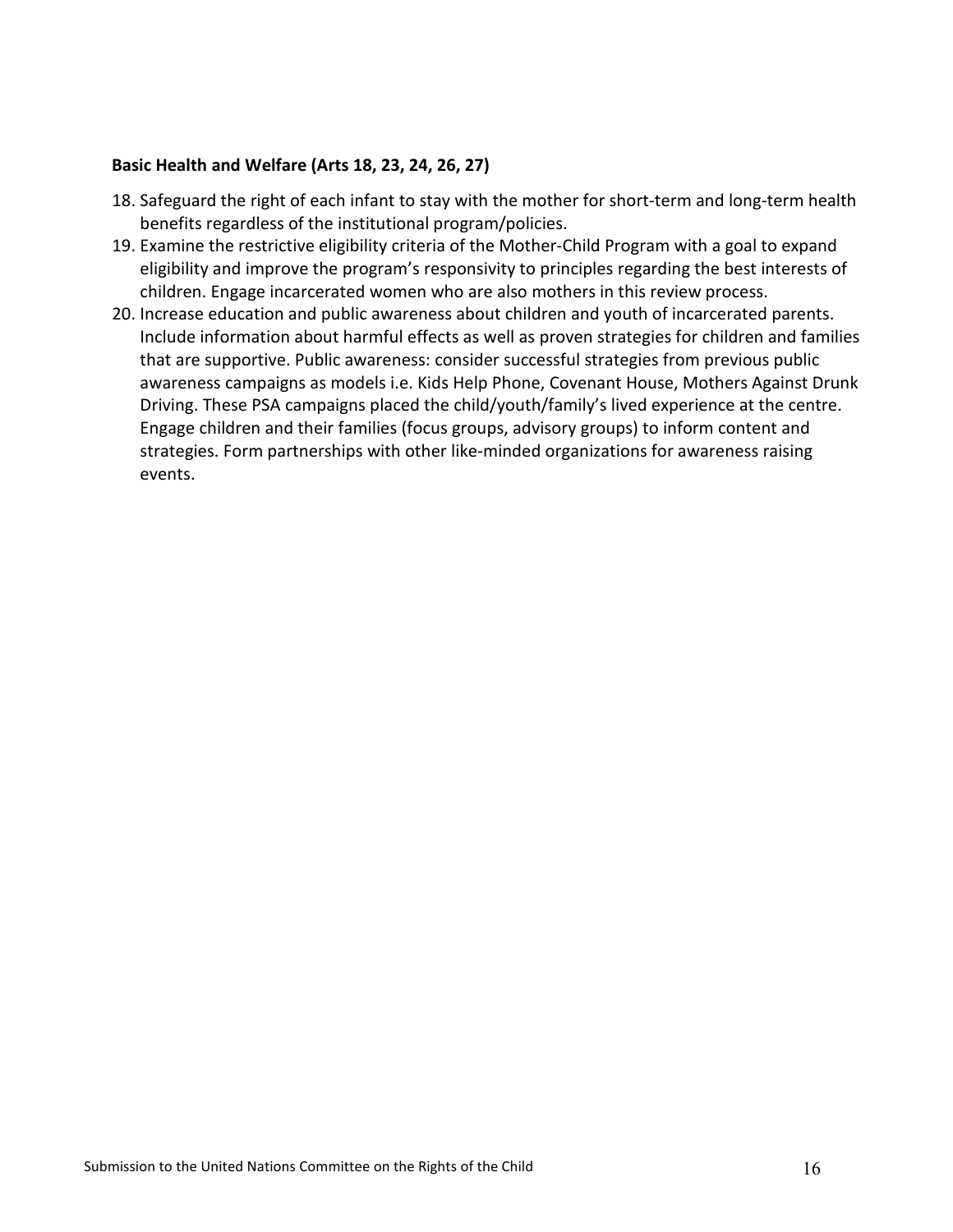**Basic Health and Welfare (Arts 18, 23, 24, 26, 27)**

18. Safeguard the right of each infant to stay with the mother for short-term and long-term health benefits regardless of the institutional program/policies.
19. Examine the restrictive eligibility criteria of the Mother-Child Program with a goal to expand eligibility and improve the program's responsivity to principles regarding the best interests of children. Engage incarcerated women who are also mothers in this review process.
20. Increase education and public awareness about children and youth of incarcerated parents. Include information about harmful effects as well as proven strategies for children and families that are supportive. Public awareness: consider successful strategies from previous public awareness campaigns as models i.e. Kids Help Phone, Covenant House, Mothers Against Drunk Driving. These PSA campaigns placed the child/youth/family's lived experience at the centre. Engage children and their families (focus groups, advisory groups) to inform content and strategies. Form partnerships with other like-minded organizations for awareness raising events.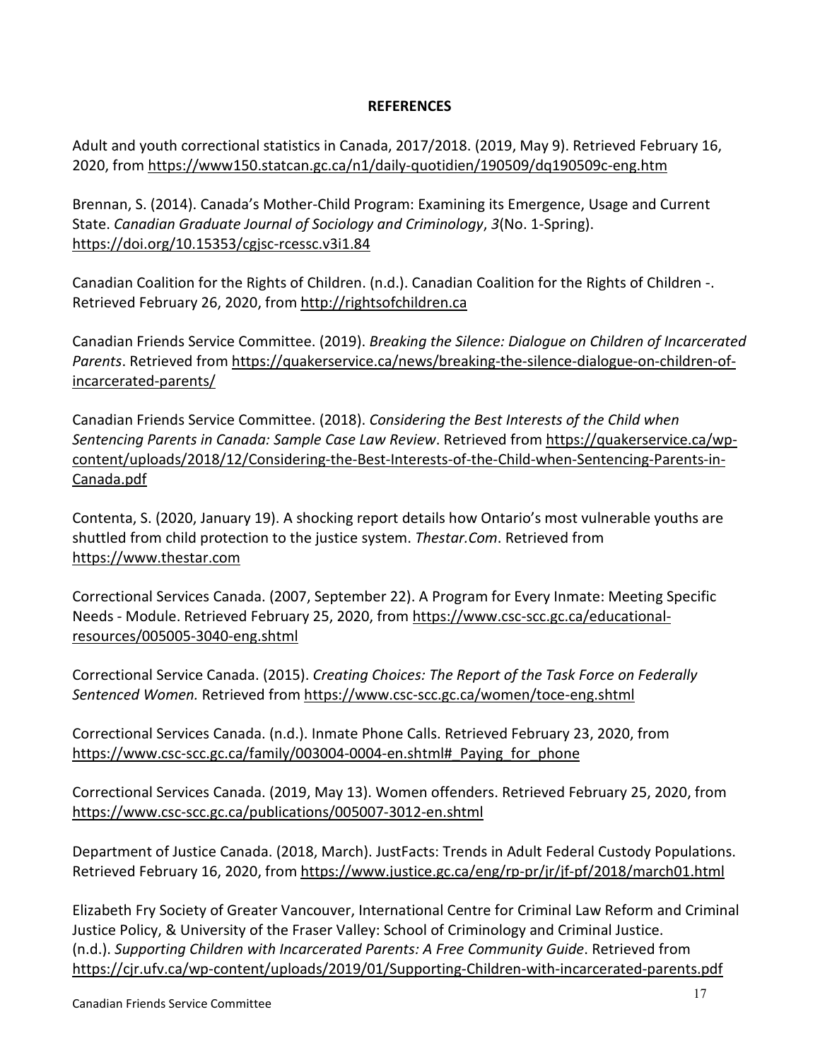**REFERENCES**

Adult and youth correctional statistics in Canada, 2017/2018. (2019, May 9). Retrieved February 16, 2020, from https://www150.statcan.gc.ca/n1/daily-quotidien/190509/dq190509c-eng.htm

Brennan, S. (2014). Canada's Mother-Child Program: Examining its Emergence, Usage and Current State. *Canadian Graduate Journal of Sociology and Criminology*, *3*(No. 1-Spring). https://doi.org/10.15353/cgjsc-rcessc.v3i1.84

Canadian Coalition for the Rights of Children. (n.d.). Canadian Coalition for the Rights of Children -. Retrieved February 26, 2020, from http://rightsofchildren.ca

Canadian Friends Service Committee. (2019). *Breaking the Silence: Dialogue on Children of Incarcerated Parents*. Retrieved from https://quakerservice.ca/news/breaking-the-silence-dialogue-on-children-of-incarcerated-parents/

Canadian Friends Service Committee. (2018). *Considering the Best Interests of the Child when Sentencing Parents in Canada: Sample Case Law Review*. Retrieved from https://quakerservice.ca/wp-content/uploads/2018/12/Considering-the-Best-Interests-of-the-Child-when-Sentencing-Parents-in-Canada.pdf

Contenta, S. (2020, January 19). A shocking report details how Ontario's most vulnerable youths are shuttled from child protection to the justice system. *Thestar.Com*. Retrieved from https://www.thestar.com

Correctional Services Canada. (2007, September 22). A Program for Every Inmate: Meeting Specific Needs - Module. Retrieved February 25, 2020, from https://www.csc-scc.gc.ca/educational-resources/005005-3040-eng.shtml

Correctional Service Canada. (2015). *Creating Choices: The Report of the Task Force on Federally Sentenced Women.* Retrieved from https://www.csc-scc.gc.ca/women/toce-eng.shtml

Correctional Services Canada. (n.d.). Inmate Phone Calls. Retrieved February 23, 2020, from https://www.csc-scc.gc.ca/family/003004-0004-en.shtml#_Paying_for_phone

Correctional Services Canada. (2019, May 13). Women offenders. Retrieved February 25, 2020, from https://www.csc-scc.gc.ca/publications/005007-3012-en.shtml

Department of Justice Canada. (2018, March). JustFacts: Trends in Adult Federal Custody Populations. Retrieved February 16, 2020, from https://www.justice.gc.ca/eng/rp-pr/jr/jf-pf/2018/march01.html

Elizabeth Fry Society of Greater Vancouver, International Centre for Criminal Law Reform and Criminal Justice Policy, & University of the Fraser Valley: School of Criminology and Criminal Justice. (n.d.). *Supporting Children with Incarcerated Parents: A Free Community Guide*. Retrieved from https://cjr.ufv.ca/wp-content/uploads/2019/01/Supporting-Children-with-incarcerated-parents.pdf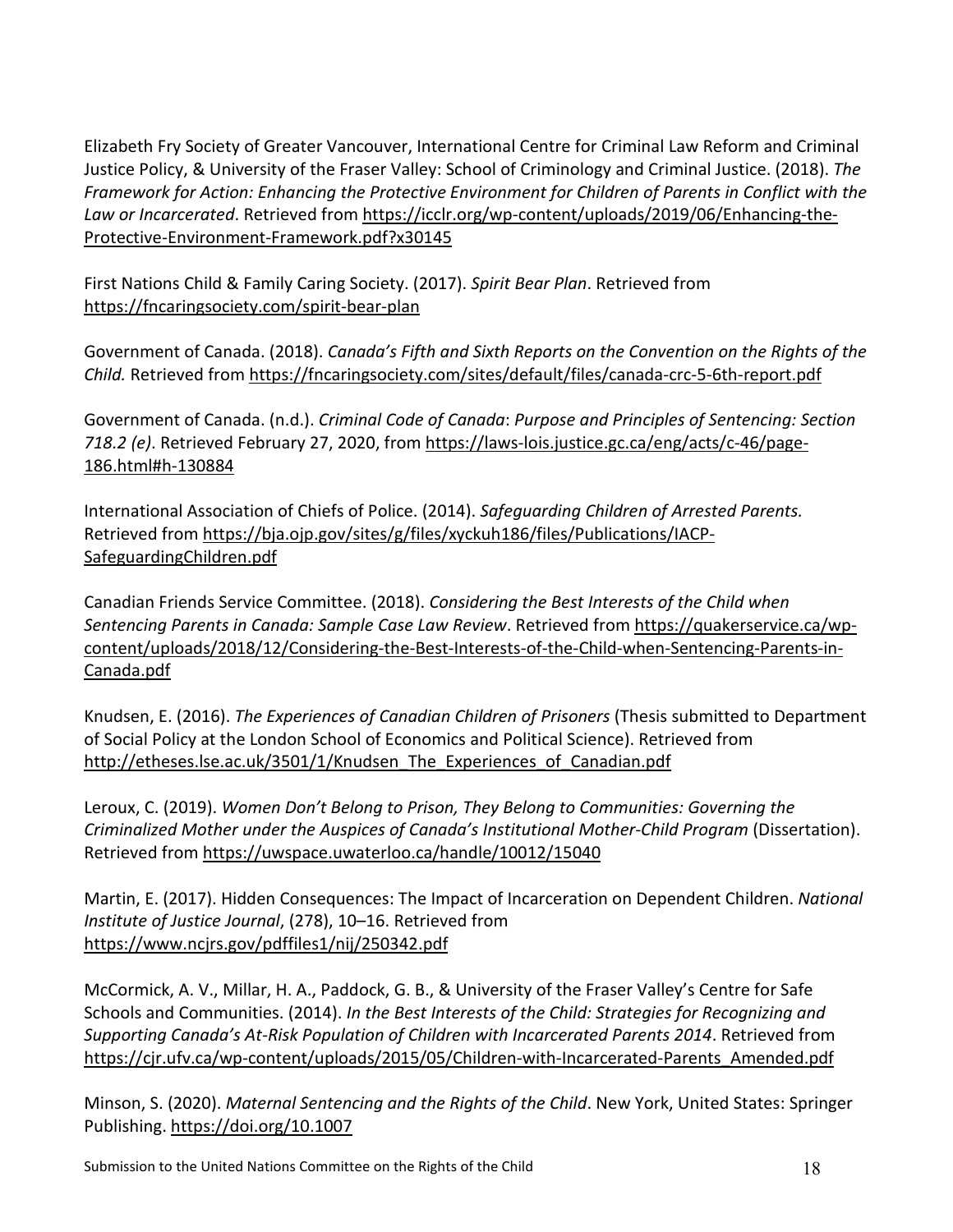Elizabeth Fry Society of Greater Vancouver, International Centre for Criminal Law Reform and Criminal Justice Policy, & University of the Fraser Valley: School of Criminology and Criminal Justice. (2018). *The Framework for Action: Enhancing the Protective Environment for Children of Parents in Conflict with the Law or Incarcerated*. Retrieved from https://icclr.org/wp-content/uploads/2019/06/Enhancing-the-Protective-Environment-Framework.pdf?x30145

First Nations Child & Family Caring Society. (2017). *Spirit Bear Plan*. Retrieved from https://fncaringsociety.com/spirit-bear-plan

Government of Canada. (2018). *Canada's Fifth and Sixth Reports on the Convention on the Rights of the Child.* Retrieved from https://fncaringsociety.com/sites/default/files/canada-crc-5-6th-report.pdf

Government of Canada. (n.d.). *Criminal Code of Canada*: *Purpose and Principles of Sentencing: Section 718.2 (e)*. Retrieved February 27, 2020, from https://laws-lois.justice.gc.ca/eng/acts/c-46/page-186.html#h-130884

International Association of Chiefs of Police. (2014). *Safeguarding Children of Arrested Parents.* Retrieved from https://bja.ojp.gov/sites/g/files/xyckuh186/files/Publications/IACP-SafeguardingChildren.pdf

Canadian Friends Service Committee. (2018). *Considering the Best Interests of the Child when Sentencing Parents in Canada: Sample Case Law Review*. Retrieved from https://quakerservice.ca/wp-content/uploads/2018/12/Considering-the-Best-Interests-of-the-Child-when-Sentencing-Parents-in-Canada.pdf

Knudsen, E. (2016). *The Experiences of Canadian Children of Prisoners* (Thesis submitted to Department of Social Policy at the London School of Economics and Political Science). Retrieved from http://etheses.lse.ac.uk/3501/1/Knudsen_The_Experiences_of_Canadian.pdf

Leroux, C. (2019). *Women Don't Belong to Prison, They Belong to Communities: Governing the Criminalized Mother under the Auspices of Canada's Institutional Mother-Child Program* (Dissertation). Retrieved from https://uwspace.uwaterloo.ca/handle/10012/15040

Martin, E. (2017). Hidden Consequences: The Impact of Incarceration on Dependent Children. *National Institute of Justice Journal*, (278), 10–16. Retrieved from https://www.ncjrs.gov/pdffiles1/nij/250342.pdf

McCormick, A. V., Millar, H. A., Paddock, G. B., & University of the Fraser Valley's Centre for Safe Schools and Communities. (2014). *In the Best Interests of the Child: Strategies for Recognizing and Supporting Canada's At-Risk Population of Children with Incarcerated Parents 2014*. Retrieved from https://cjr.ufv.ca/wp-content/uploads/2015/05/Children-with-Incarcerated-Parents_Amended.pdf

Minson, S. (2020). *Maternal Sentencing and the Rights of the Child*. New York, United States: Springer Publishing. https://doi.org/10.1007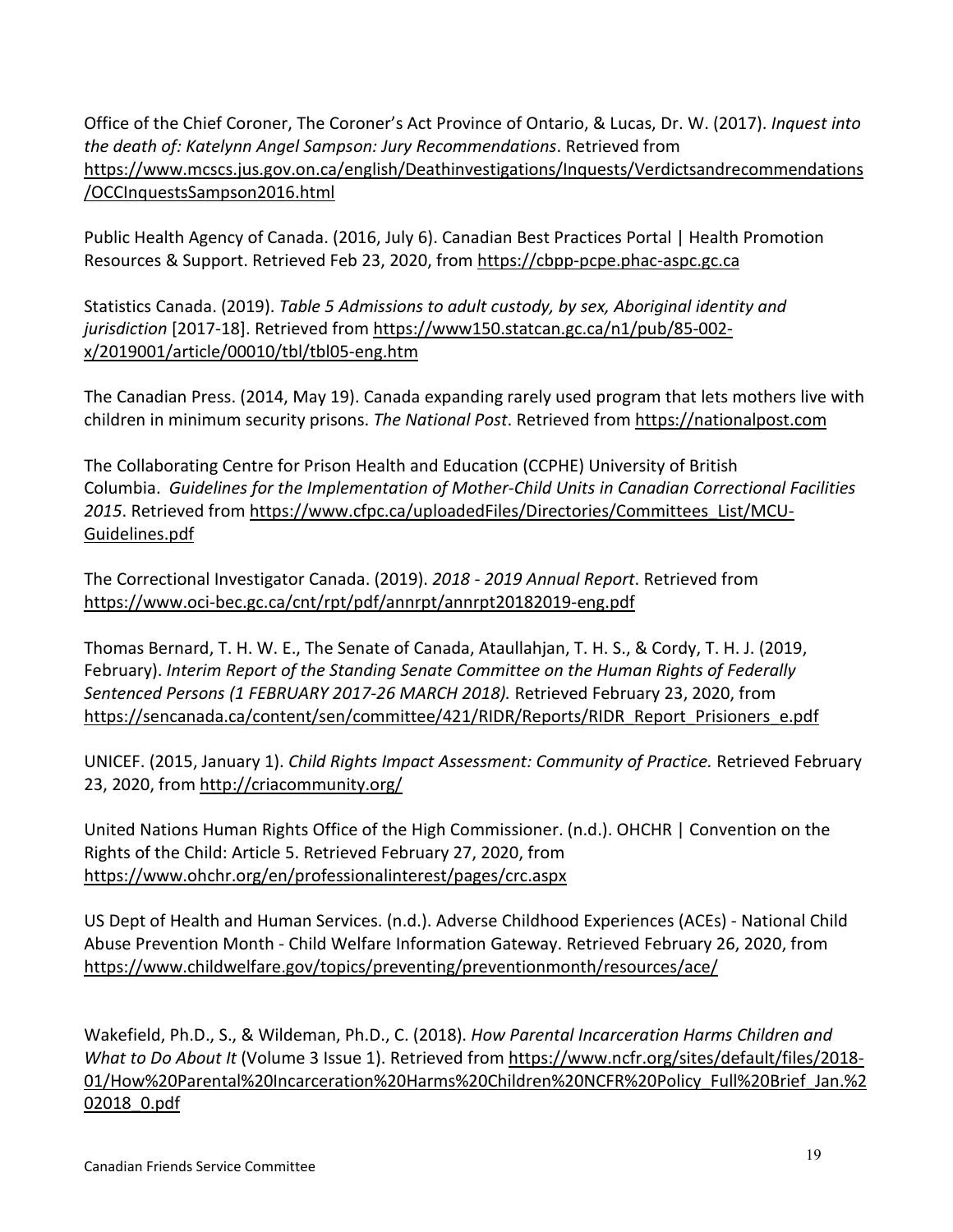Office of the Chief Coroner, The Coroner's Act Province of Ontario, & Lucas, Dr. W. (2017). *Inquest into the death of: Katelynn Angel Sampson: Jury Recommendations*. Retrieved from https://www.mcscs.jus.gov.on.ca/english/Deathinvestigations/Inquests/Verdictsandrecommendations/OCCInquestsSampson2016.html

Public Health Agency of Canada. (2016, July 6). Canadian Best Practices Portal | Health Promotion Resources & Support. Retrieved Feb 23, 2020, from https://cbpp-pcpe.phac-aspc.gc.ca

Statistics Canada. (2019). *Table 5 Admissions to adult custody, by sex, Aboriginal identity and jurisdiction* [2017-18]. Retrieved from https://www150.statcan.gc.ca/n1/pub/85-002-x/2019001/article/00010/tbl/tbl05-eng.htm

The Canadian Press. (2014, May 19). Canada expanding rarely used program that lets mothers live with children in minimum security prisons. *The National Post*. Retrieved from https://nationalpost.com

The Collaborating Centre for Prison Health and Education (CCPHE) University of British Columbia. *Guidelines for the Implementation of Mother-Child Units in Canadian Correctional Facilities 2015*. Retrieved from https://www.cfpc.ca/uploadedFiles/Directories/Committees_List/MCU-Guidelines.pdf

The Correctional Investigator Canada. (2019). *2018 - 2019 Annual Report*. Retrieved from https://www.oci-bec.gc.ca/cnt/rpt/pdf/annrpt/annrpt20182019-eng.pdf

Thomas Bernard, T. H. W. E., The Senate of Canada, Ataullahjan, T. H. S., & Cordy, T. H. J. (2019, February). *Interim Report of the Standing Senate Committee on the Human Rights of Federally Sentenced Persons (1 FEBRUARY 2017-26 MARCH 2018).* Retrieved February 23, 2020, from https://sencanada.ca/content/sen/committee/421/RIDR/Reports/RIDR_Report_Prisioners_e.pdf

UNICEF. (2015, January 1). *Child Rights Impact Assessment: Community of Practice.* Retrieved February 23, 2020, from http://criacommunity.org/

United Nations Human Rights Office of the High Commissioner. (n.d.). OHCHR | Convention on the Rights of the Child: Article 5. Retrieved February 27, 2020, from https://www.ohchr.org/en/professionalinterest/pages/crc.aspx

US Dept of Health and Human Services. (n.d.). Adverse Childhood Experiences (ACEs) - National Child Abuse Prevention Month - Child Welfare Information Gateway. Retrieved February 26, 2020, from https://www.childwelfare.gov/topics/preventing/preventionmonth/resources/ace/

Wakefield, Ph.D., S., & Wildeman, Ph.D., C. (2018). *How Parental Incarceration Harms Children and What to Do About It* (Volume 3 Issue 1). Retrieved from https://www.ncfr.org/sites/default/files/2018-01/How%20Parental%20Incarceration%20Harms%20Children%20NCFR%20Policy_Full%20Brief_Jan.%202018_0.pdf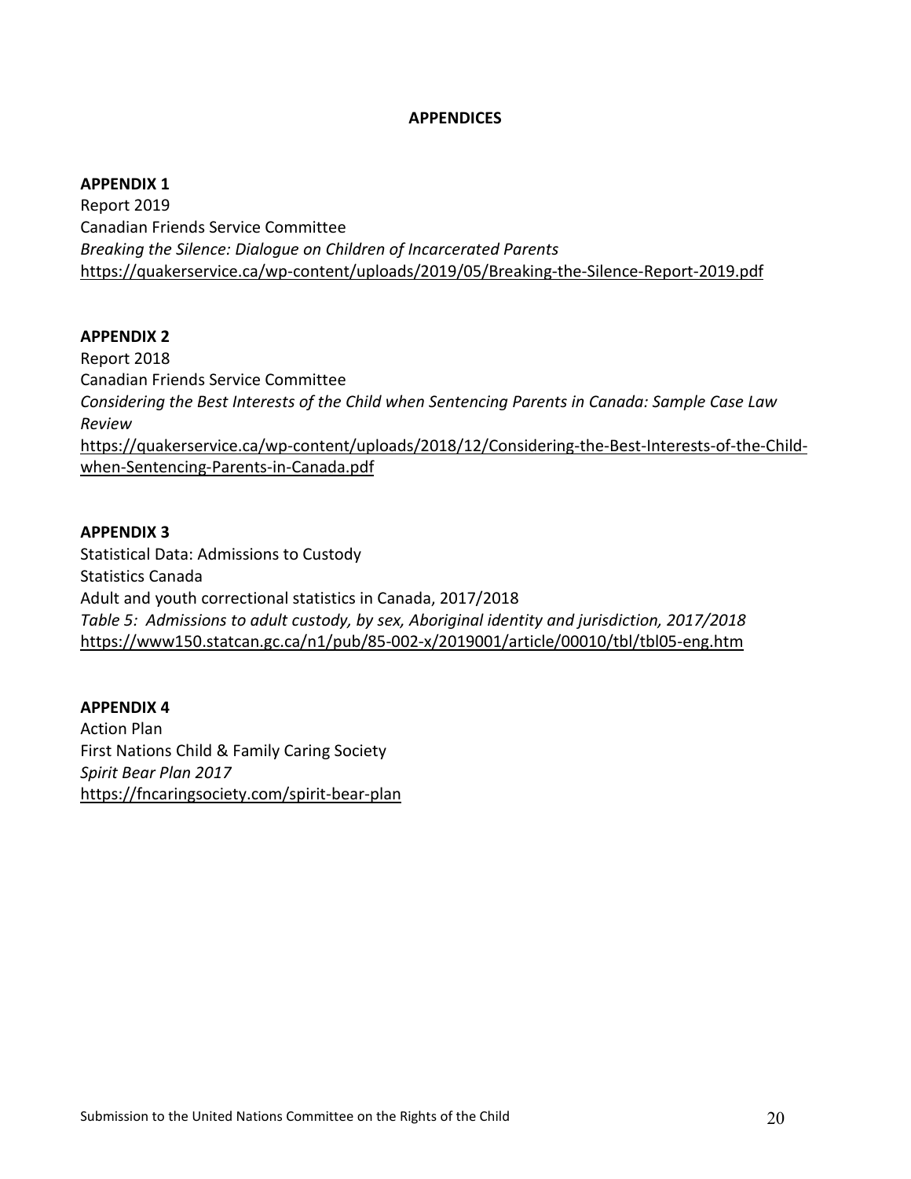# APPENDICES

**APPENDIX 1**
Report 2019
Canadian Friends Service Committee
*Breaking the Silence: Dialogue on Children of Incarcerated Parents*
https://quakerservice.ca/wp-content/uploads/2019/05/Breaking-the-Silence-Report-2019.pdf

**APPENDIX 2**
Report 2018
Canadian Friends Service Committee
*Considering the Best Interests of the Child when Sentencing Parents in Canada: Sample Case Law Review*
https://quakerservice.ca/wp-content/uploads/2018/12/Considering-the-Best-Interests-of-the-Child-when-Sentencing-Parents-in-Canada.pdf

**APPENDIX 3**
Statistical Data: Admissions to Custody
Statistics Canada
Adult and youth correctional statistics in Canada, 2017/2018
*Table 5: Admissions to adult custody, by sex, Aboriginal identity and jurisdiction, 2017/2018*
https://www150.statcan.gc.ca/n1/pub/85-002-x/2019001/article/00010/tbl/tbl05-eng.htm

**APPENDIX 4**
Action Plan
First Nations Child & Family Caring Society
*Spirit Bear Plan 2017*
https://fncaringsociety.com/spirit-bear-plan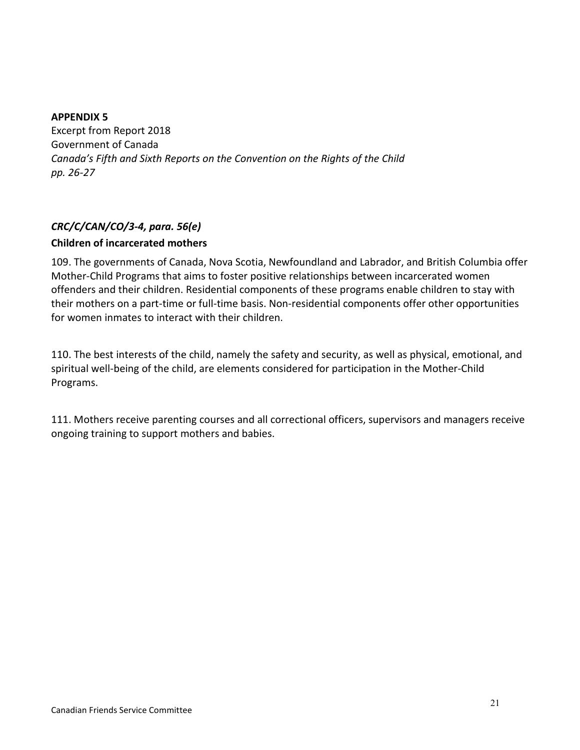**APPENDIX 5**

Excerpt from Report 2018
Government of Canada
*Canada's Fifth and Sixth Reports on the Convention on the Rights of the Child*
*pp. 26-27*

***CRC/C/CAN/CO/3-4, para. 56(e)***

**Children of incarcerated mothers**

109. The governments of Canada, Nova Scotia, Newfoundland and Labrador, and British Columbia offer Mother-Child Programs that aims to foster positive relationships between incarcerated women offenders and their children. Residential components of these programs enable children to stay with their mothers on a part-time or full-time basis. Non-residential components offer other opportunities for women inmates to interact with their children.

110. The best interests of the child, namely the safety and security, as well as physical, emotional, and spiritual well-being of the child, are elements considered for participation in the Mother-Child Programs.

111. Mothers receive parenting courses and all correctional officers, supervisors and managers receive ongoing training to support mothers and babies.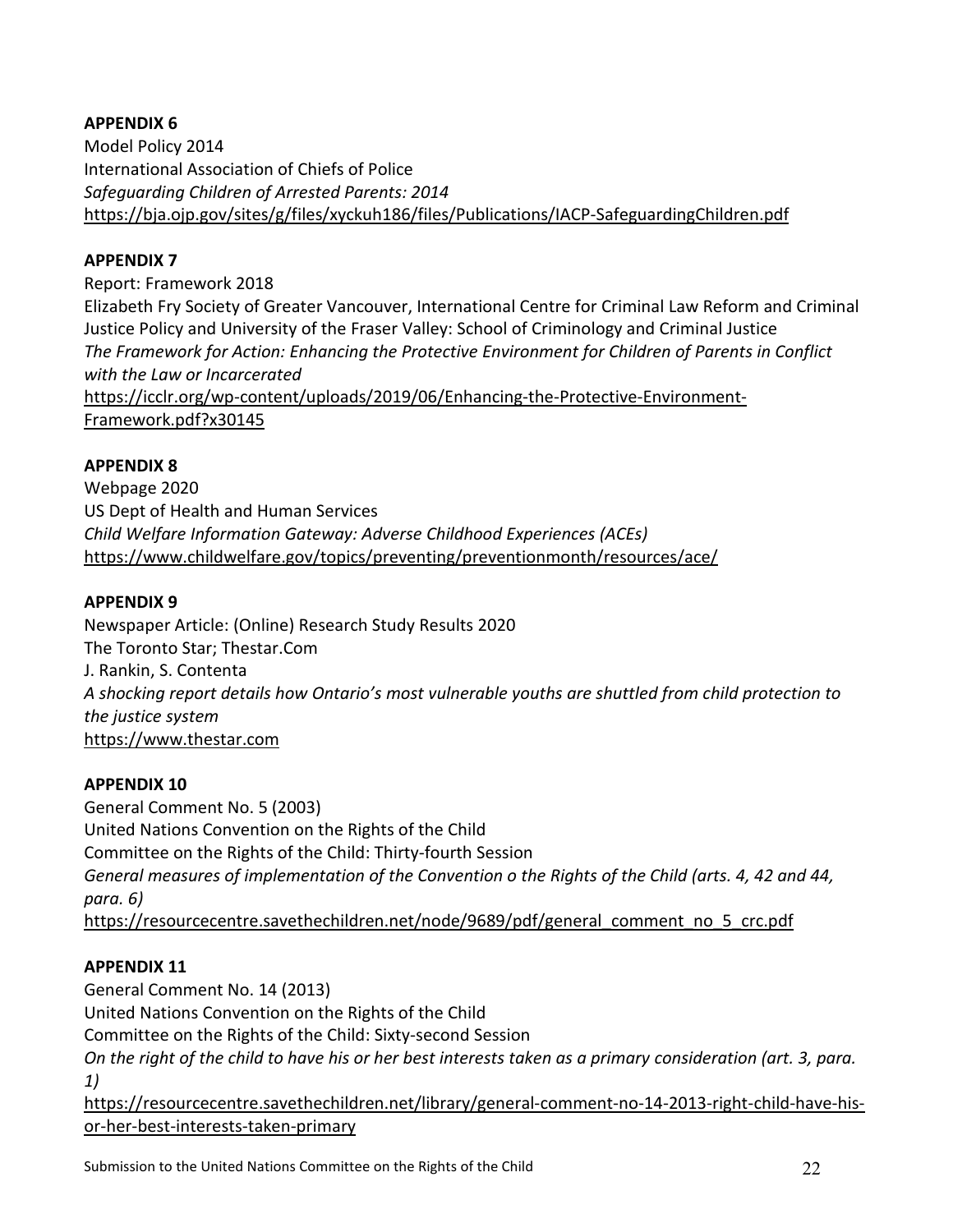**APPENDIX 6**
Model Policy 2014
International Association of Chiefs of Police
*Safeguarding Children of Arrested Parents: 2014*
https://bja.ojp.gov/sites/g/files/xyckuh186/files/Publications/IACP-SafeguardingChildren.pdf

**APPENDIX 7**
Report: Framework 2018
Elizabeth Fry Society of Greater Vancouver, International Centre for Criminal Law Reform and Criminal Justice Policy and University of the Fraser Valley: School of Criminology and Criminal Justice
*The Framework for Action: Enhancing the Protective Environment for Children of Parents in Conflict with the Law or Incarcerated*
https://icclr.org/wp-content/uploads/2019/06/Enhancing-the-Protective-Environment-Framework.pdf?x30145

**APPENDIX 8**
Webpage 2020
US Dept of Health and Human Services
*Child Welfare Information Gateway: Adverse Childhood Experiences (ACEs)*
https://www.childwelfare.gov/topics/preventing/preventionmonth/resources/ace/

**APPENDIX 9**
Newspaper Article: (Online) Research Study Results 2020
The Toronto Star; Thestar.Com
J. Rankin, S. Contenta
*A shocking report details how Ontario's most vulnerable youths are shuttled from child protection to the justice system*
https://www.thestar.com

**APPENDIX 10**
General Comment No. 5 (2003)
United Nations Convention on the Rights of the Child
Committee on the Rights of the Child: Thirty-fourth Session
*General measures of implementation of the Convention o the Rights of the Child (arts. 4, 42 and 44, para. 6)*
https://resourcecentre.savethechildren.net/node/9689/pdf/general_comment_no_5_crc.pdf

**APPENDIX 11**
General Comment No. 14 (2013)
United Nations Convention on the Rights of the Child
Committee on the Rights of the Child: Sixty-second Session
*On the right of the child to have his or her best interests taken as a primary consideration (art. 3, para. 1)*
https://resourcecentre.savethechildren.net/library/general-comment-no-14-2013-right-child-have-his-or-her-best-interests-taken-primary